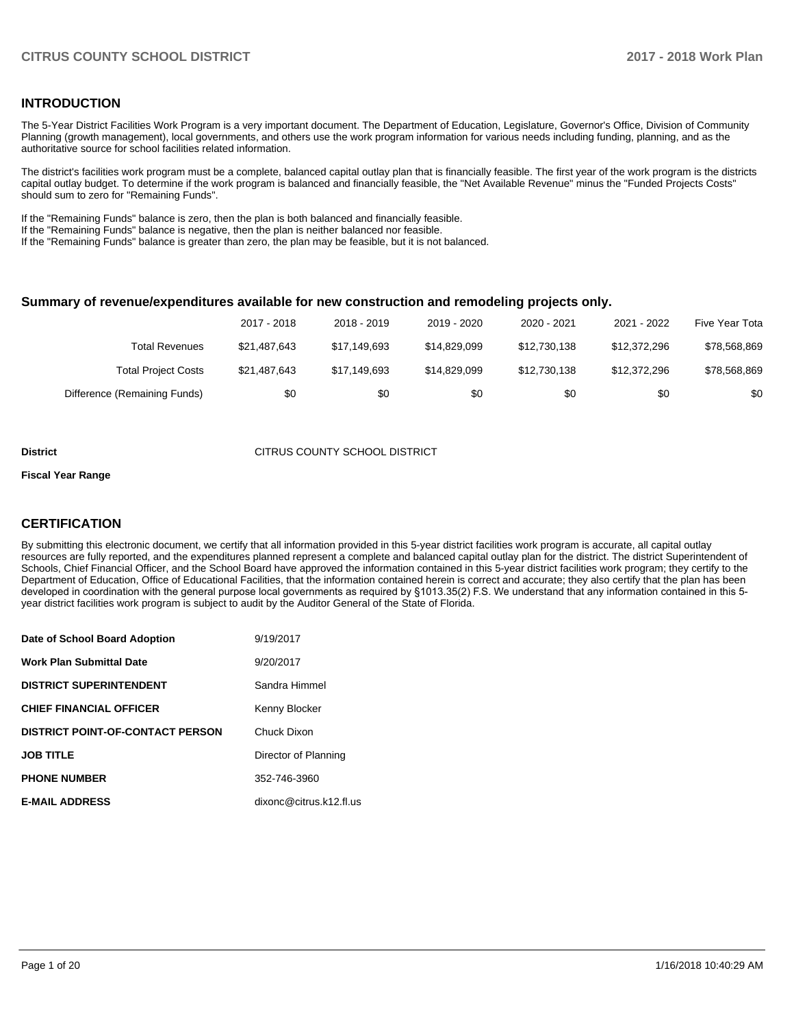## INTRODUCTION

The 5-Year District Facilities Work Program is a very important document. The Department of Education, Legislature, Governor's Office, Division of Community Planning (growth management), local governments, and others use the work program information for various needs including funding, planning, and as the authoritative source for school facilities related information.

The district's facilities work program must be a complete, balanced capital outlay plan that is financially feasible. The first year of the work program is the districts capital outlay budget. To determine if the work program is balanced and financially feasible, the "Net Available Revenue" minus the "Funded Projects Costs" should sum to zero for "Remaining Funds".

If the "Remaining Funds" balance is zero, then the plan is both balanced and financially feasible.
If the "Remaining Funds" balance is negative, then the plan is neither balanced nor feasible.
If the "Remaining Funds" balance is greater than zero, the plan may be feasible, but it is not balanced.

### Summary of revenue/expenditures available for new construction and remodeling projects only.

| | 2017 - 2018 | 2018 - 2019 | 2019 - 2020 | 2020 - 2021 | 2021 - 2022 | Five Year Tota |
|---|---|---|---|---|---|---|
| Total Revenues | $21,487,643 | $17,149,693 | $14,829,099 | $12,730,138 | $12,372,296 | $78,568,869 |
| Total Project Costs | $21,487,643 | $17,149,693 | $14,829,099 | $12,730,138 | $12,372,296 | $78,568,869 |
| Difference (Remaining Funds) | $0 | $0 | $0 | $0 | $0 | $0 |

**District** CITRUS COUNTY SCHOOL DISTRICT

**Fiscal Year Range**

## CERTIFICATION

By submitting this electronic document, we certify that all information provided in this 5-year district facilities work program is accurate, all capital outlay resources are fully reported, and the expenditures planned represent a complete and balanced capital outlay plan for the district. The district Superintendent of Schools, Chief Financial Officer, and the School Board have approved the information contained in this 5-year district facilities work program; they certify to the Department of Education, Office of Educational Facilities, that the information contained herein is correct and accurate; they also certify that the plan has been developed in coordination with the general purpose local governments as required by §1013.35(2) F.S. We understand that any information contained in this 5-year district facilities work program is subject to audit by the Auditor General of the State of Florida.

| | |
|---|---|
| **Date of School Board Adoption** | 9/19/2017 |
| **Work Plan Submittal Date** | 9/20/2017 |
| **DISTRICT SUPERINTENDENT** | Sandra Himmel |
| **CHIEF FINANCIAL OFFICER** | Kenny Blocker |
| **DISTRICT POINT-OF-CONTACT PERSON** | Chuck Dixon |
| **JOB TITLE** | Director of Planning |
| **PHONE NUMBER** | 352-746-3960 |
| **E-MAIL ADDRESS** | dixonc@citrus.k12.fl.us |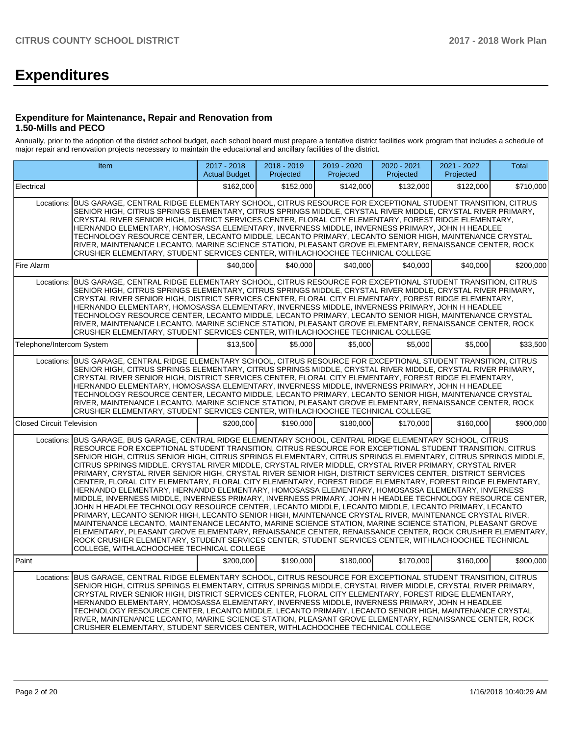# Expenditures

### Expenditure for Maintenance, Repair and Renovation from 1.50-Mills and PECO

Annually, prior to the adoption of the district school budget, each school board must prepare a tentative district facilities work program that includes a schedule of major repair and renovation projects necessary to maintain the educational and ancillary facilities of the district.

| Item | | 2017 - 2018 Actual Budget | 2018 - 2019 Projected | 2019 - 2020 Projected | 2020 - 2021 Projected | 2021 - 2022 Projected | Total |
|---|---|---|---|---|---|---|---|
| Electrical | | $162,000 | $152,000 | $142,000 | $132,000 | $122,000 | $710,000 |
| Locations: | BUS GARAGE, CENTRAL RIDGE ELEMENTARY SCHOOL, CITRUS RESOURCE FOR EXCEPTIONAL STUDENT TRANSITION, CITRUS SENIOR HIGH, CITRUS SPRINGS ELEMENTARY, CITRUS SPRINGS MIDDLE, CRYSTAL RIVER MIDDLE, CRYSTAL RIVER PRIMARY, CRYSTAL RIVER SENIOR HIGH, DISTRICT SERVICES CENTER, FLORAL CITY ELEMENTARY, FOREST RIDGE ELEMENTARY, HERNANDO ELEMENTARY, HOMOSASSA ELEMENTARY, INVERNESS MIDDLE, INVERNESS PRIMARY, JOHN H HEADLEE TECHNOLOGY RESOURCE CENTER, LECANTO MIDDLE, LECANTO PRIMARY, LECANTO SENIOR HIGH, MAINTENANCE CRYSTAL RIVER, MAINTENANCE LECANTO, MARINE SCIENCE STATION, PLEASANT GROVE ELEMENTARY, RENAISSANCE CENTER, ROCK CRUSHER ELEMENTARY, STUDENT SERVICES CENTER, WITHLACHOOCHEE TECHNICAL COLLEGE | | | | | | |
| Fire Alarm | | $40,000 | $40,000 | $40,000 | $40,000 | $40,000 | $200,000 |
| Locations: | BUS GARAGE, CENTRAL RIDGE ELEMENTARY SCHOOL, CITRUS RESOURCE FOR EXCEPTIONAL STUDENT TRANSITION, CITRUS SENIOR HIGH, CITRUS SPRINGS ELEMENTARY, CITRUS SPRINGS MIDDLE, CRYSTAL RIVER MIDDLE, CRYSTAL RIVER PRIMARY, CRYSTAL RIVER SENIOR HIGH, DISTRICT SERVICES CENTER, FLORAL CITY ELEMENTARY, FOREST RIDGE ELEMENTARY, HERNANDO ELEMENTARY, HOMOSASSA ELEMENTARY, INVERNESS MIDDLE, INVERNESS PRIMARY, JOHN H HEADLEE TECHNOLOGY RESOURCE CENTER, LECANTO MIDDLE, LECANTO PRIMARY, LECANTO SENIOR HIGH, MAINTENANCE CRYSTAL RIVER, MAINTENANCE LECANTO, MARINE SCIENCE STATION, PLEASANT GROVE ELEMENTARY, RENAISSANCE CENTER, ROCK CRUSHER ELEMENTARY, STUDENT SERVICES CENTER, WITHLACHOOCHEE TECHNICAL COLLEGE | | | | | | |
| Telephone/Intercom System | | $13,500 | $5,000 | $5,000 | $5,000 | $5,000 | $33,500 |
| Locations: | BUS GARAGE, CENTRAL RIDGE ELEMENTARY SCHOOL, CITRUS RESOURCE FOR EXCEPTIONAL STUDENT TRANSITION, CITRUS SENIOR HIGH, CITRUS SPRINGS ELEMENTARY, CITRUS SPRINGS MIDDLE, CRYSTAL RIVER MIDDLE, CRYSTAL RIVER PRIMARY, CRYSTAL RIVER SENIOR HIGH, DISTRICT SERVICES CENTER, FLORAL CITY ELEMENTARY, FOREST RIDGE ELEMENTARY, HERNANDO ELEMENTARY, HOMOSASSA ELEMENTARY, INVERNESS MIDDLE, INVERNESS PRIMARY, JOHN H HEADLEE TECHNOLOGY RESOURCE CENTER, LECANTO MIDDLE, LECANTO PRIMARY, LECANTO SENIOR HIGH, MAINTENANCE CRYSTAL RIVER, MAINTENANCE LECANTO, MARINE SCIENCE STATION, PLEASANT GROVE ELEMENTARY, RENAISSANCE CENTER, ROCK CRUSHER ELEMENTARY, STUDENT SERVICES CENTER, WITHLACHOOCHEE TECHNICAL COLLEGE | | | | | | |
| Closed Circuit Television | | $200,000 | $190,000 | $180,000 | $170,000 | $160,000 | $900,000 |
| Locations: | BUS GARAGE, BUS GARAGE, CENTRAL RIDGE ELEMENTARY SCHOOL, CENTRAL RIDGE ELEMENTARY SCHOOL, CITRUS RESOURCE FOR EXCEPTIONAL STUDENT TRANSITION, CITRUS RESOURCE FOR EXCEPTIONAL STUDENT TRANSITION, CITRUS SENIOR HIGH, CITRUS SENIOR HIGH, CITRUS SPRINGS ELEMENTARY, CITRUS SPRINGS ELEMENTARY, CITRUS SPRINGS MIDDLE, CITRUS SPRINGS MIDDLE, CRYSTAL RIVER MIDDLE, CRYSTAL RIVER MIDDLE, CRYSTAL RIVER PRIMARY, CRYSTAL RIVER PRIMARY, CRYSTAL RIVER SENIOR HIGH, CRYSTAL RIVER SENIOR HIGH, DISTRICT SERVICES CENTER, DISTRICT SERVICES CENTER, FLORAL CITY ELEMENTARY, FLORAL CITY ELEMENTARY, FOREST RIDGE ELEMENTARY, FOREST RIDGE ELEMENTARY, HERNANDO ELEMENTARY, HERNANDO ELEMENTARY, HOMOSASSA ELEMENTARY, HOMOSASSA ELEMENTARY, INVERNESS MIDDLE, INVERNESS MIDDLE, INVERNESS PRIMARY, INVERNESS PRIMARY, JOHN H HEADLEE TECHNOLOGY RESOURCE CENTER, JOHN H HEADLEE TECHNOLOGY RESOURCE CENTER, LECANTO MIDDLE, LECANTO MIDDLE, LECANTO PRIMARY, LECANTO PRIMARY, LECANTO SENIOR HIGH, LECANTO SENIOR HIGH, MAINTENANCE CRYSTAL RIVER, MAINTENANCE CRYSTAL RIVER, MAINTENANCE LECANTO, MAINTENANCE LECANTO, MARINE SCIENCE STATION, MARINE SCIENCE STATION, PLEASANT GROVE ELEMENTARY, PLEASANT GROVE ELEMENTARY, RENAISSANCE CENTER, RENAISSANCE CENTER, ROCK CRUSHER ELEMENTARY, ROCK CRUSHER ELEMENTARY, STUDENT SERVICES CENTER, STUDENT SERVICES CENTER, WITHLACHOOCHEE TECHNICAL COLLEGE, WITHLACHOOCHEE TECHNICAL COLLEGE | | | | | | |
| Paint | | $200,000 | $190,000 | $180,000 | $170,000 | $160,000 | $900,000 |
| Locations: | BUS GARAGE, CENTRAL RIDGE ELEMENTARY SCHOOL, CITRUS RESOURCE FOR EXCEPTIONAL STUDENT TRANSITION, CITRUS SENIOR HIGH, CITRUS SPRINGS ELEMENTARY, CITRUS SPRINGS MIDDLE, CRYSTAL RIVER MIDDLE, CRYSTAL RIVER PRIMARY, CRYSTAL RIVER SENIOR HIGH, DISTRICT SERVICES CENTER, FLORAL CITY ELEMENTARY, FOREST RIDGE ELEMENTARY, HERNANDO ELEMENTARY, HOMOSASSA ELEMENTARY, INVERNESS MIDDLE, INVERNESS PRIMARY, JOHN H HEADLEE TECHNOLOGY RESOURCE CENTER, LECANTO MIDDLE, LECANTO PRIMARY, LECANTO SENIOR HIGH, MAINTENANCE CRYSTAL RIVER, MAINTENANCE LECANTO, MARINE SCIENCE STATION, PLEASANT GROVE ELEMENTARY, RENAISSANCE CENTER, ROCK CRUSHER ELEMENTARY, STUDENT SERVICES CENTER, WITHLACHOOCHEE TECHNICAL COLLEGE | | | | | | |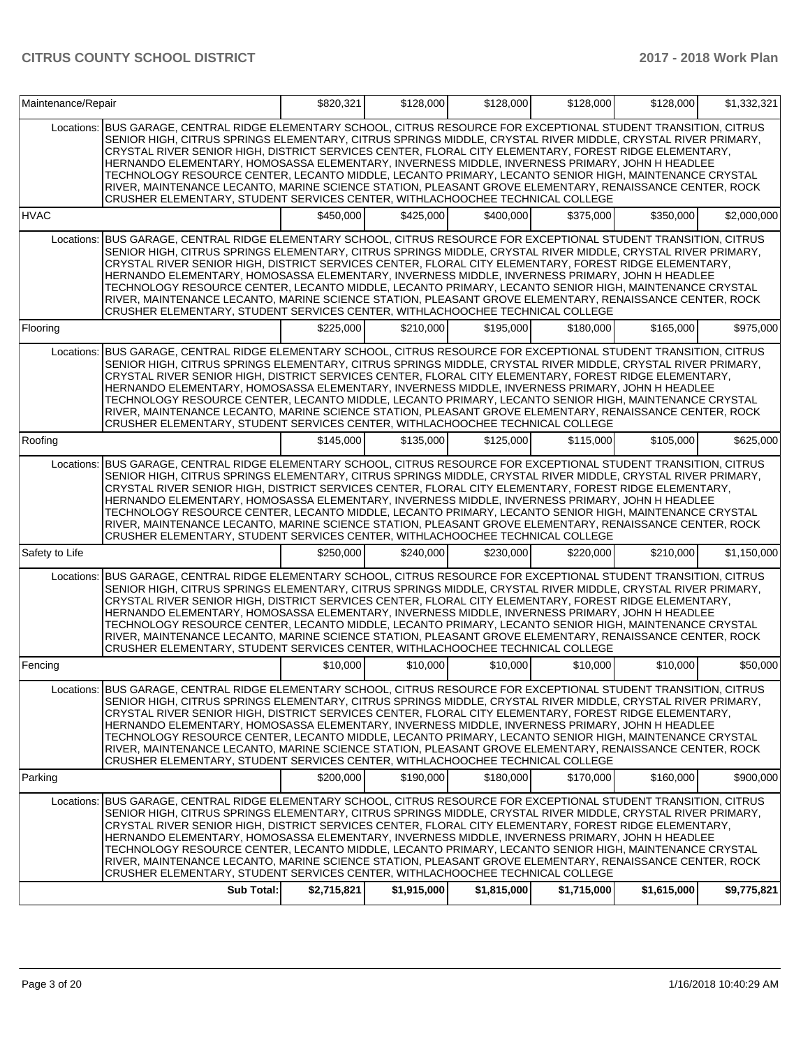| Item | | | | | | | |
|---|---|---|---|---|---|---|---|
| Maintenance/Repair | | $820,321 | $128,000 | $128,000 | $128,000 | $128,000 | $1,332,321 |
| Locations: | BUS GARAGE, CENTRAL RIDGE ELEMENTARY SCHOOL, CITRUS RESOURCE FOR EXCEPTIONAL STUDENT TRANSITION, CITRUS SENIOR HIGH, CITRUS SPRINGS ELEMENTARY, CITRUS SPRINGS MIDDLE, CRYSTAL RIVER MIDDLE, CRYSTAL RIVER PRIMARY, CRYSTAL RIVER SENIOR HIGH, DISTRICT SERVICES CENTER, FLORAL CITY ELEMENTARY, FOREST RIDGE ELEMENTARY, HERNANDO ELEMENTARY, HOMOSASSA ELEMENTARY, INVERNESS MIDDLE, INVERNESS PRIMARY, JOHN H HEADLEE TECHNOLOGY RESOURCE CENTER, LECANTO MIDDLE, LECANTO PRIMARY, LECANTO SENIOR HIGH, MAINTENANCE CRYSTAL RIVER, MAINTENANCE LECANTO, MARINE SCIENCE STATION, PLEASANT GROVE ELEMENTARY, RENAISSANCE CENTER, ROCK CRUSHER ELEMENTARY, STUDENT SERVICES CENTER, WITHLACHOOCHEE TECHNICAL COLLEGE | | | | | | |
| HVAC | | $450,000 | $425,000 | $400,000 | $375,000 | $350,000 | $2,000,000 |
| Locations: | BUS GARAGE, CENTRAL RIDGE ELEMENTARY SCHOOL, CITRUS RESOURCE FOR EXCEPTIONAL STUDENT TRANSITION, CITRUS SENIOR HIGH, CITRUS SPRINGS ELEMENTARY, CITRUS SPRINGS MIDDLE, CRYSTAL RIVER MIDDLE, CRYSTAL RIVER PRIMARY, CRYSTAL RIVER SENIOR HIGH, DISTRICT SERVICES CENTER, FLORAL CITY ELEMENTARY, FOREST RIDGE ELEMENTARY, HERNANDO ELEMENTARY, HOMOSASSA ELEMENTARY, INVERNESS MIDDLE, INVERNESS PRIMARY, JOHN H HEADLEE TECHNOLOGY RESOURCE CENTER, LECANTO MIDDLE, LECANTO PRIMARY, LECANTO SENIOR HIGH, MAINTENANCE CRYSTAL RIVER, MAINTENANCE LECANTO, MARINE SCIENCE STATION, PLEASANT GROVE ELEMENTARY, RENAISSANCE CENTER, ROCK CRUSHER ELEMENTARY, STUDENT SERVICES CENTER, WITHLACHOOCHEE TECHNICAL COLLEGE | | | | | | |
| Flooring | | $225,000 | $210,000 | $195,000 | $180,000 | $165,000 | $975,000 |
| Locations: | BUS GARAGE, CENTRAL RIDGE ELEMENTARY SCHOOL, CITRUS RESOURCE FOR EXCEPTIONAL STUDENT TRANSITION, CITRUS SENIOR HIGH, CITRUS SPRINGS ELEMENTARY, CITRUS SPRINGS MIDDLE, CRYSTAL RIVER MIDDLE, CRYSTAL RIVER PRIMARY, CRYSTAL RIVER SENIOR HIGH, DISTRICT SERVICES CENTER, FLORAL CITY ELEMENTARY, FOREST RIDGE ELEMENTARY, HERNANDO ELEMENTARY, HOMOSASSA ELEMENTARY, INVERNESS MIDDLE, INVERNESS PRIMARY, JOHN H HEADLEE TECHNOLOGY RESOURCE CENTER, LECANTO MIDDLE, LECANTO PRIMARY, LECANTO SENIOR HIGH, MAINTENANCE CRYSTAL RIVER, MAINTENANCE LECANTO, MARINE SCIENCE STATION, PLEASANT GROVE ELEMENTARY, RENAISSANCE CENTER, ROCK CRUSHER ELEMENTARY, STUDENT SERVICES CENTER, WITHLACHOOCHEE TECHNICAL COLLEGE | | | | | | |
| Roofing | | $145,000 | $135,000 | $125,000 | $115,000 | $105,000 | $625,000 |
| Locations: | BUS GARAGE, CENTRAL RIDGE ELEMENTARY SCHOOL, CITRUS RESOURCE FOR EXCEPTIONAL STUDENT TRANSITION, CITRUS SENIOR HIGH, CITRUS SPRINGS ELEMENTARY, CITRUS SPRINGS MIDDLE, CRYSTAL RIVER MIDDLE, CRYSTAL RIVER PRIMARY, CRYSTAL RIVER SENIOR HIGH, DISTRICT SERVICES CENTER, FLORAL CITY ELEMENTARY, FOREST RIDGE ELEMENTARY, HERNANDO ELEMENTARY, HOMOSASSA ELEMENTARY, INVERNESS MIDDLE, INVERNESS PRIMARY, JOHN H HEADLEE TECHNOLOGY RESOURCE CENTER, LECANTO MIDDLE, LECANTO PRIMARY, LECANTO SENIOR HIGH, MAINTENANCE CRYSTAL RIVER, MAINTENANCE LECANTO, MARINE SCIENCE STATION, PLEASANT GROVE ELEMENTARY, RENAISSANCE CENTER, ROCK CRUSHER ELEMENTARY, STUDENT SERVICES CENTER, WITHLACHOOCHEE TECHNICAL COLLEGE | | | | | | |
| Safety to Life | | $250,000 | $240,000 | $230,000 | $220,000 | $210,000 | $1,150,000 |
| Locations: | BUS GARAGE, CENTRAL RIDGE ELEMENTARY SCHOOL, CITRUS RESOURCE FOR EXCEPTIONAL STUDENT TRANSITION, CITRUS SENIOR HIGH, CITRUS SPRINGS ELEMENTARY, CITRUS SPRINGS MIDDLE, CRYSTAL RIVER MIDDLE, CRYSTAL RIVER PRIMARY, CRYSTAL RIVER SENIOR HIGH, DISTRICT SERVICES CENTER, FLORAL CITY ELEMENTARY, FOREST RIDGE ELEMENTARY, HERNANDO ELEMENTARY, HOMOSASSA ELEMENTARY, INVERNESS MIDDLE, INVERNESS PRIMARY, JOHN H HEADLEE TECHNOLOGY RESOURCE CENTER, LECANTO MIDDLE, LECANTO PRIMARY, LECANTO SENIOR HIGH, MAINTENANCE CRYSTAL RIVER, MAINTENANCE LECANTO, MARINE SCIENCE STATION, PLEASANT GROVE ELEMENTARY, RENAISSANCE CENTER, ROCK CRUSHER ELEMENTARY, STUDENT SERVICES CENTER, WITHLACHOOCHEE TECHNICAL COLLEGE | | | | | | |
| Fencing | | $10,000 | $10,000 | $10,000 | $10,000 | $10,000 | $50,000 |
| Locations: | BUS GARAGE, CENTRAL RIDGE ELEMENTARY SCHOOL, CITRUS RESOURCE FOR EXCEPTIONAL STUDENT TRANSITION, CITRUS SENIOR HIGH, CITRUS SPRINGS ELEMENTARY, CITRUS SPRINGS MIDDLE, CRYSTAL RIVER MIDDLE, CRYSTAL RIVER PRIMARY, CRYSTAL RIVER SENIOR HIGH, DISTRICT SERVICES CENTER, FLORAL CITY ELEMENTARY, FOREST RIDGE ELEMENTARY, HERNANDO ELEMENTARY, HOMOSASSA ELEMENTARY, INVERNESS MIDDLE, INVERNESS PRIMARY, JOHN H HEADLEE TECHNOLOGY RESOURCE CENTER, LECANTO MIDDLE, LECANTO PRIMARY, LECANTO SENIOR HIGH, MAINTENANCE CRYSTAL RIVER, MAINTENANCE LECANTO, MARINE SCIENCE STATION, PLEASANT GROVE ELEMENTARY, RENAISSANCE CENTER, ROCK CRUSHER ELEMENTARY, STUDENT SERVICES CENTER, WITHLACHOOCHEE TECHNICAL COLLEGE | | | | | | |
| Parking | | $200,000 | $190,000 | $180,000 | $170,000 | $160,000 | $900,000 |
| Locations: | BUS GARAGE, CENTRAL RIDGE ELEMENTARY SCHOOL, CITRUS RESOURCE FOR EXCEPTIONAL STUDENT TRANSITION, CITRUS SENIOR HIGH, CITRUS SPRINGS ELEMENTARY, CITRUS SPRINGS MIDDLE, CRYSTAL RIVER MIDDLE, CRYSTAL RIVER PRIMARY, CRYSTAL RIVER SENIOR HIGH, DISTRICT SERVICES CENTER, FLORAL CITY ELEMENTARY, FOREST RIDGE ELEMENTARY, HERNANDO ELEMENTARY, HOMOSASSA ELEMENTARY, INVERNESS MIDDLE, INVERNESS PRIMARY, JOHN H HEADLEE TECHNOLOGY RESOURCE CENTER, LECANTO MIDDLE, LECANTO PRIMARY, LECANTO SENIOR HIGH, MAINTENANCE CRYSTAL RIVER, MAINTENANCE LECANTO, MARINE SCIENCE STATION, PLEASANT GROVE ELEMENTARY, RENAISSANCE CENTER, ROCK CRUSHER ELEMENTARY, STUDENT SERVICES CENTER, WITHLACHOOCHEE TECHNICAL COLLEGE | | | | | | |
| | **Sub Total:** | **$2,715,821** | **$1,915,000** | **$1,815,000** | **$1,715,000** | **$1,615,000** | **$9,775,821** |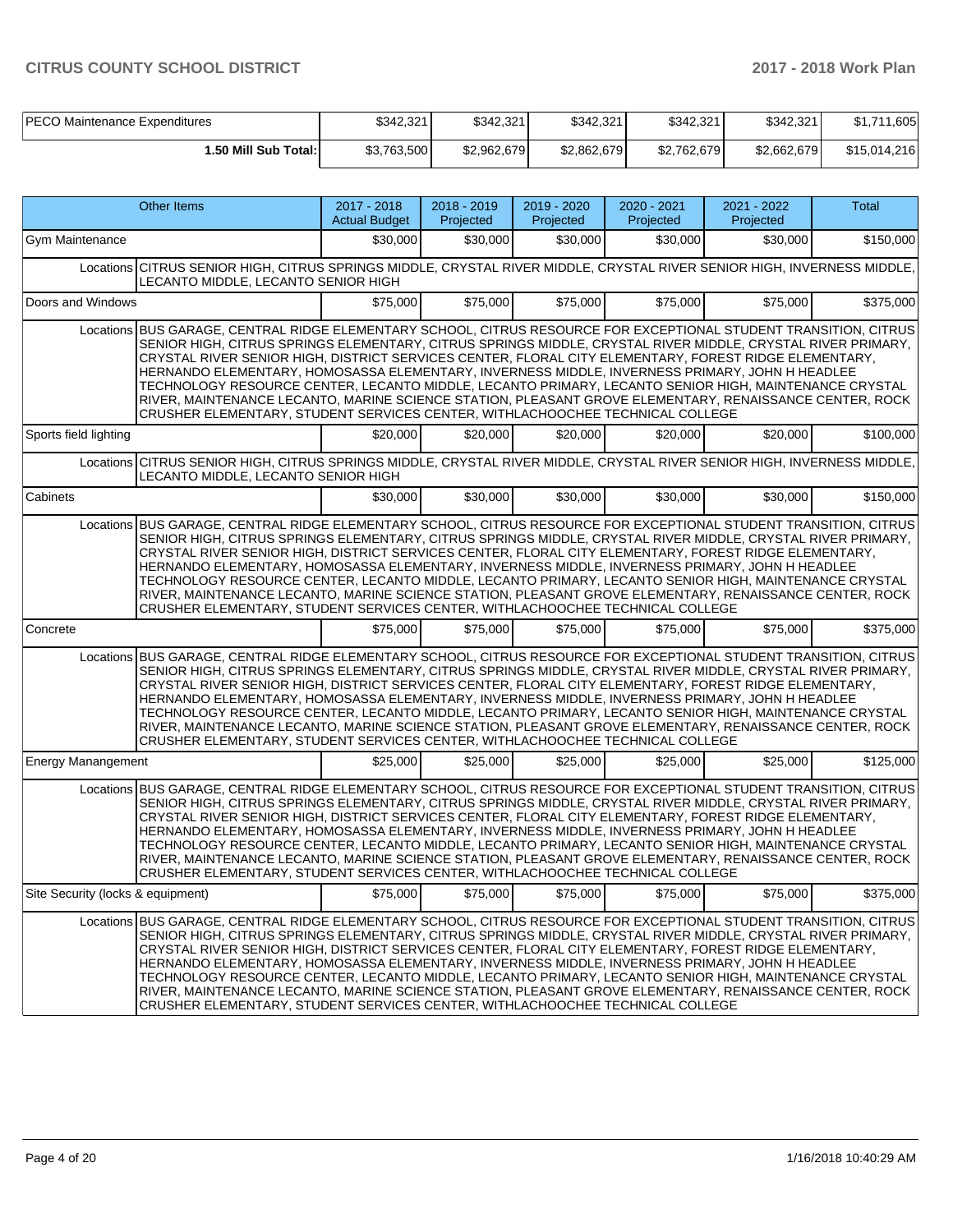| | | | | | | |
|---|---|---|---|---|---|---|
| PECO Maintenance Expenditures | $342,321 | $342,321 | $342,321 | $342,321 | $342,321 | $1,711,605 |
| **1.50 Mill Sub Total:** | $3,763,500 | $2,962,679 | $2,862,679 | $2,762,679 | $2,662,679 | $15,014,216 |

| Other Items | 2017 - 2018 Actual Budget | 2018 - 2019 Projected | 2019 - 2020 Projected | 2020 - 2021 Projected | 2021 - 2022 Projected | Total |
|---|---|---|---|---|---|---|
| Gym Maintenance | $30,000 | $30,000 | $30,000 | $30,000 | $30,000 | $150,000 |
| Locations CITRUS SENIOR HIGH, CITRUS SPRINGS MIDDLE, CRYSTAL RIVER MIDDLE, CRYSTAL RIVER SENIOR HIGH, INVERNESS MIDDLE, LECANTO MIDDLE, LECANTO SENIOR HIGH | | | | | | |
| Doors and Windows | $75,000 | $75,000 | $75,000 | $75,000 | $75,000 | $375,000 |
| Locations BUS GARAGE, CENTRAL RIDGE ELEMENTARY SCHOOL, CITRUS RESOURCE FOR EXCEPTIONAL STUDENT TRANSITION, CITRUS SENIOR HIGH, CITRUS SPRINGS ELEMENTARY, CITRUS SPRINGS MIDDLE, CRYSTAL RIVER MIDDLE, CRYSTAL RIVER PRIMARY, CRYSTAL RIVER SENIOR HIGH, DISTRICT SERVICES CENTER, FLORAL CITY ELEMENTARY, FOREST RIDGE ELEMENTARY, HERNANDO ELEMENTARY, HOMOSASSA ELEMENTARY, INVERNESS MIDDLE, INVERNESS PRIMARY, JOHN H HEADLEE TECHNOLOGY RESOURCE CENTER, LECANTO MIDDLE, LECANTO PRIMARY, LECANTO SENIOR HIGH, MAINTENANCE CRYSTAL RIVER, MAINTENANCE LECANTO, MARINE SCIENCE STATION, PLEASANT GROVE ELEMENTARY, RENAISSANCE CENTER, ROCK CRUSHER ELEMENTARY, STUDENT SERVICES CENTER, WITHLACHOOCHEE TECHNICAL COLLEGE | | | | | | |
| Sports field lighting | $20,000 | $20,000 | $20,000 | $20,000 | $20,000 | $100,000 |
| Locations CITRUS SENIOR HIGH, CITRUS SPRINGS MIDDLE, CRYSTAL RIVER MIDDLE, CRYSTAL RIVER SENIOR HIGH, INVERNESS MIDDLE, LECANTO MIDDLE, LECANTO SENIOR HIGH | | | | | | |
| Cabinets | $30,000 | $30,000 | $30,000 | $30,000 | $30,000 | $150,000 |
| Locations BUS GARAGE, CENTRAL RIDGE ELEMENTARY SCHOOL, CITRUS RESOURCE FOR EXCEPTIONAL STUDENT TRANSITION, CITRUS SENIOR HIGH, CITRUS SPRINGS ELEMENTARY, CITRUS SPRINGS MIDDLE, CRYSTAL RIVER MIDDLE, CRYSTAL RIVER PRIMARY, CRYSTAL RIVER SENIOR HIGH, DISTRICT SERVICES CENTER, FLORAL CITY ELEMENTARY, FOREST RIDGE ELEMENTARY, HERNANDO ELEMENTARY, HOMOSASSA ELEMENTARY, INVERNESS MIDDLE, INVERNESS PRIMARY, JOHN H HEADLEE TECHNOLOGY RESOURCE CENTER, LECANTO MIDDLE, LECANTO PRIMARY, LECANTO SENIOR HIGH, MAINTENANCE CRYSTAL RIVER, MAINTENANCE LECANTO, MARINE SCIENCE STATION, PLEASANT GROVE ELEMENTARY, RENAISSANCE CENTER, ROCK CRUSHER ELEMENTARY, STUDENT SERVICES CENTER, WITHLACHOOCHEE TECHNICAL COLLEGE | | | | | | |
| Concrete | $75,000 | $75,000 | $75,000 | $75,000 | $75,000 | $375,000 |
| Locations BUS GARAGE, CENTRAL RIDGE ELEMENTARY SCHOOL, CITRUS RESOURCE FOR EXCEPTIONAL STUDENT TRANSITION, CITRUS SENIOR HIGH, CITRUS SPRINGS ELEMENTARY, CITRUS SPRINGS MIDDLE, CRYSTAL RIVER MIDDLE, CRYSTAL RIVER PRIMARY, CRYSTAL RIVER SENIOR HIGH, DISTRICT SERVICES CENTER, FLORAL CITY ELEMENTARY, FOREST RIDGE ELEMENTARY, HERNANDO ELEMENTARY, HOMOSASSA ELEMENTARY, INVERNESS MIDDLE, INVERNESS PRIMARY, JOHN H HEADLEE TECHNOLOGY RESOURCE CENTER, LECANTO MIDDLE, LECANTO PRIMARY, LECANTO SENIOR HIGH, MAINTENANCE CRYSTAL RIVER, MAINTENANCE LECANTO, MARINE SCIENCE STATION, PLEASANT GROVE ELEMENTARY, RENAISSANCE CENTER, ROCK CRUSHER ELEMENTARY, STUDENT SERVICES CENTER, WITHLACHOOCHEE TECHNICAL COLLEGE | | | | | | |
| Energy Manangement | $25,000 | $25,000 | $25,000 | $25,000 | $25,000 | $125,000 |
| Locations BUS GARAGE, CENTRAL RIDGE ELEMENTARY SCHOOL, CITRUS RESOURCE FOR EXCEPTIONAL STUDENT TRANSITION, CITRUS SENIOR HIGH, CITRUS SPRINGS ELEMENTARY, CITRUS SPRINGS MIDDLE, CRYSTAL RIVER MIDDLE, CRYSTAL RIVER PRIMARY, CRYSTAL RIVER SENIOR HIGH, DISTRICT SERVICES CENTER, FLORAL CITY ELEMENTARY, FOREST RIDGE ELEMENTARY, HERNANDO ELEMENTARY, HOMOSASSA ELEMENTARY, INVERNESS MIDDLE, INVERNESS PRIMARY, JOHN H HEADLEE TECHNOLOGY RESOURCE CENTER, LECANTO MIDDLE, LECANTO PRIMARY, LECANTO SENIOR HIGH, MAINTENANCE CRYSTAL RIVER, MAINTENANCE LECANTO, MARINE SCIENCE STATION, PLEASANT GROVE ELEMENTARY, RENAISSANCE CENTER, ROCK CRUSHER ELEMENTARY, STUDENT SERVICES CENTER, WITHLACHOOCHEE TECHNICAL COLLEGE | | | | | | |
| Site Security (locks & equipment) | $75,000 | $75,000 | $75,000 | $75,000 | $75,000 | $375,000 |
| Locations BUS GARAGE, CENTRAL RIDGE ELEMENTARY SCHOOL, CITRUS RESOURCE FOR EXCEPTIONAL STUDENT TRANSITION, CITRUS SENIOR HIGH, CITRUS SPRINGS ELEMENTARY, CITRUS SPRINGS MIDDLE, CRYSTAL RIVER MIDDLE, CRYSTAL RIVER PRIMARY, CRYSTAL RIVER SENIOR HIGH, DISTRICT SERVICES CENTER, FLORAL CITY ELEMENTARY, FOREST RIDGE ELEMENTARY, HERNANDO ELEMENTARY, HOMOSASSA ELEMENTARY, INVERNESS MIDDLE, INVERNESS PRIMARY, JOHN H HEADLEE TECHNOLOGY RESOURCE CENTER, LECANTO MIDDLE, LECANTO PRIMARY, LECANTO SENIOR HIGH, MAINTENANCE CRYSTAL RIVER, MAINTENANCE LECANTO, MARINE SCIENCE STATION, PLEASANT GROVE ELEMENTARY, RENAISSANCE CENTER, ROCK CRUSHER ELEMENTARY, STUDENT SERVICES CENTER, WITHLACHOOCHEE TECHNICAL COLLEGE | | | | | | |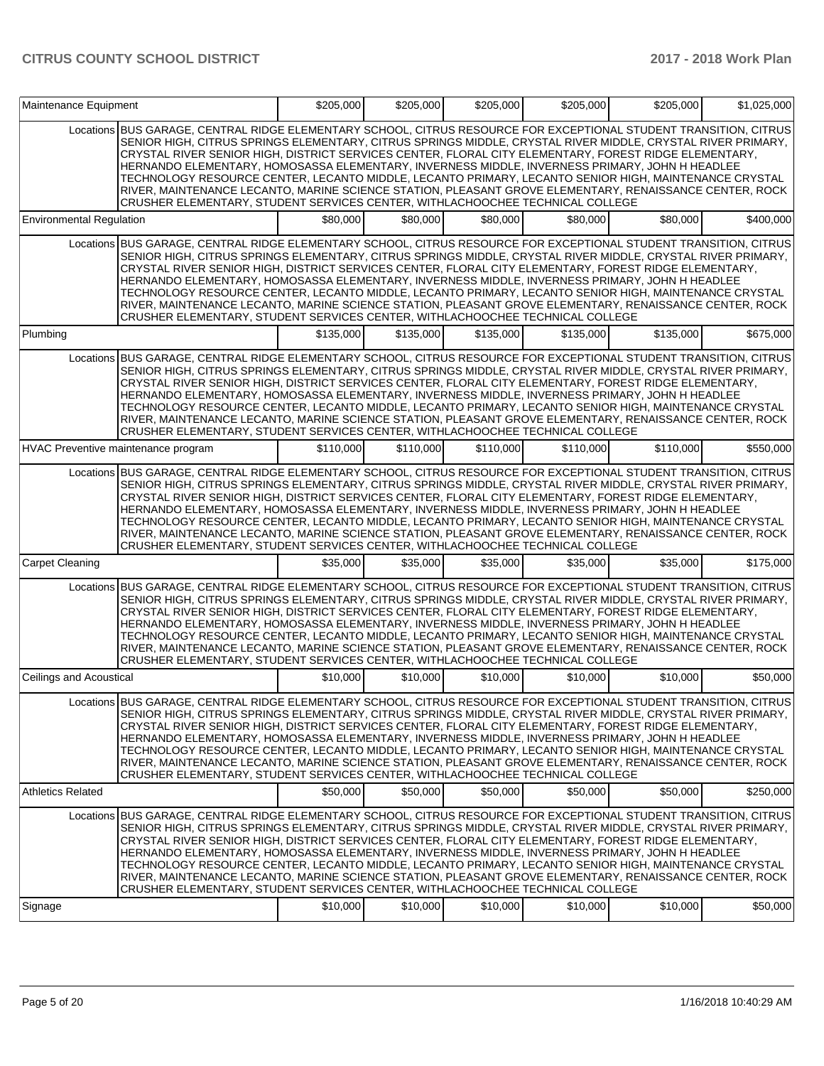| Maintenance Equipment | | $205,000 | $205,000 | $205,000 | $205,000 | $205,000 | $1,025,000 |
|---|---|---|---|---|---|---|---|
| | Locations | BUS GARAGE, CENTRAL RIDGE ELEMENTARY SCHOOL, CITRUS RESOURCE FOR EXCEPTIONAL STUDENT TRANSITION, CITRUS SENIOR HIGH, CITRUS SPRINGS ELEMENTARY, CITRUS SPRINGS MIDDLE, CRYSTAL RIVER MIDDLE, CRYSTAL RIVER PRIMARY, CRYSTAL RIVER SENIOR HIGH, DISTRICT SERVICES CENTER, FLORAL CITY ELEMENTARY, FOREST RIDGE ELEMENTARY, HERNANDO ELEMENTARY, HOMOSASSA ELEMENTARY, INVERNESS MIDDLE, INVERNESS PRIMARY, JOHN H HEADLEE TECHNOLOGY RESOURCE CENTER, LECANTO MIDDLE, LECANTO PRIMARY, LECANTO SENIOR HIGH, MAINTENANCE CRYSTAL RIVER, MAINTENANCE LECANTO, MARINE SCIENCE STATION, PLEASANT GROVE ELEMENTARY, RENAISSANCE CENTER, ROCK CRUSHER ELEMENTARY, STUDENT SERVICES CENTER, WITHLACHOOCHEE TECHNICAL COLLEGE | | | | | |
| Environmental Regulation | | $80,000 | $80,000 | $80,000 | $80,000 | $80,000 | $400,000 |
| | Locations | BUS GARAGE, CENTRAL RIDGE ELEMENTARY SCHOOL, CITRUS RESOURCE FOR EXCEPTIONAL STUDENT TRANSITION, CITRUS SENIOR HIGH, CITRUS SPRINGS ELEMENTARY, CITRUS SPRINGS MIDDLE, CRYSTAL RIVER MIDDLE, CRYSTAL RIVER PRIMARY, CRYSTAL RIVER SENIOR HIGH, DISTRICT SERVICES CENTER, FLORAL CITY ELEMENTARY, FOREST RIDGE ELEMENTARY, HERNANDO ELEMENTARY, HOMOSASSA ELEMENTARY, INVERNESS MIDDLE, INVERNESS PRIMARY, JOHN H HEADLEE TECHNOLOGY RESOURCE CENTER, LECANTO MIDDLE, LECANTO PRIMARY, LECANTO SENIOR HIGH, MAINTENANCE CRYSTAL RIVER, MAINTENANCE LECANTO, MARINE SCIENCE STATION, PLEASANT GROVE ELEMENTARY, RENAISSANCE CENTER, ROCK CRUSHER ELEMENTARY, STUDENT SERVICES CENTER, WITHLACHOOCHEE TECHNICAL COLLEGE | | | | | |
| Plumbing | | $135,000 | $135,000 | $135,000 | $135,000 | $135,000 | $675,000 |
| | Locations | BUS GARAGE, CENTRAL RIDGE ELEMENTARY SCHOOL, CITRUS RESOURCE FOR EXCEPTIONAL STUDENT TRANSITION, CITRUS SENIOR HIGH, CITRUS SPRINGS ELEMENTARY, CITRUS SPRINGS MIDDLE, CRYSTAL RIVER MIDDLE, CRYSTAL RIVER PRIMARY, CRYSTAL RIVER SENIOR HIGH, DISTRICT SERVICES CENTER, FLORAL CITY ELEMENTARY, FOREST RIDGE ELEMENTARY, HERNANDO ELEMENTARY, HOMOSASSA ELEMENTARY, INVERNESS MIDDLE, INVERNESS PRIMARY, JOHN H HEADLEE TECHNOLOGY RESOURCE CENTER, LECANTO MIDDLE, LECANTO PRIMARY, LECANTO SENIOR HIGH, MAINTENANCE CRYSTAL RIVER, MAINTENANCE LECANTO, MARINE SCIENCE STATION, PLEASANT GROVE ELEMENTARY, RENAISSANCE CENTER, ROCK CRUSHER ELEMENTARY, STUDENT SERVICES CENTER, WITHLACHOOCHEE TECHNICAL COLLEGE | | | | | |
| HVAC Preventive maintenance program | | $110,000 | $110,000 | $110,000 | $110,000 | $110,000 | $550,000 |
| | Locations | BUS GARAGE, CENTRAL RIDGE ELEMENTARY SCHOOL, CITRUS RESOURCE FOR EXCEPTIONAL STUDENT TRANSITION, CITRUS SENIOR HIGH, CITRUS SPRINGS ELEMENTARY, CITRUS SPRINGS MIDDLE, CRYSTAL RIVER MIDDLE, CRYSTAL RIVER PRIMARY, CRYSTAL RIVER SENIOR HIGH, DISTRICT SERVICES CENTER, FLORAL CITY ELEMENTARY, FOREST RIDGE ELEMENTARY, HERNANDO ELEMENTARY, HOMOSASSA ELEMENTARY, INVERNESS MIDDLE, INVERNESS PRIMARY, JOHN H HEADLEE TECHNOLOGY RESOURCE CENTER, LECANTO MIDDLE, LECANTO PRIMARY, LECANTO SENIOR HIGH, MAINTENANCE CRYSTAL RIVER, MAINTENANCE LECANTO, MARINE SCIENCE STATION, PLEASANT GROVE ELEMENTARY, RENAISSANCE CENTER, ROCK CRUSHER ELEMENTARY, STUDENT SERVICES CENTER, WITHLACHOOCHEE TECHNICAL COLLEGE | | | | | |
| Carpet Cleaning | | $35,000 | $35,000 | $35,000 | $35,000 | $35,000 | $175,000 |
| | Locations | BUS GARAGE, CENTRAL RIDGE ELEMENTARY SCHOOL, CITRUS RESOURCE FOR EXCEPTIONAL STUDENT TRANSITION, CITRUS SENIOR HIGH, CITRUS SPRINGS ELEMENTARY, CITRUS SPRINGS MIDDLE, CRYSTAL RIVER MIDDLE, CRYSTAL RIVER PRIMARY, CRYSTAL RIVER SENIOR HIGH, DISTRICT SERVICES CENTER, FLORAL CITY ELEMENTARY, FOREST RIDGE ELEMENTARY, HERNANDO ELEMENTARY, HOMOSASSA ELEMENTARY, INVERNESS MIDDLE, INVERNESS PRIMARY, JOHN H HEADLEE TECHNOLOGY RESOURCE CENTER, LECANTO MIDDLE, LECANTO PRIMARY, LECANTO SENIOR HIGH, MAINTENANCE CRYSTAL RIVER, MAINTENANCE LECANTO, MARINE SCIENCE STATION, PLEASANT GROVE ELEMENTARY, RENAISSANCE CENTER, ROCK CRUSHER ELEMENTARY, STUDENT SERVICES CENTER, WITHLACHOOCHEE TECHNICAL COLLEGE | | | | | |
| Ceilings and Acoustical | | $10,000 | $10,000 | $10,000 | $10,000 | $10,000 | $50,000 |
| | Locations | BUS GARAGE, CENTRAL RIDGE ELEMENTARY SCHOOL, CITRUS RESOURCE FOR EXCEPTIONAL STUDENT TRANSITION, CITRUS SENIOR HIGH, CITRUS SPRINGS ELEMENTARY, CITRUS SPRINGS MIDDLE, CRYSTAL RIVER MIDDLE, CRYSTAL RIVER PRIMARY, CRYSTAL RIVER SENIOR HIGH, DISTRICT SERVICES CENTER, FLORAL CITY ELEMENTARY, FOREST RIDGE ELEMENTARY, HERNANDO ELEMENTARY, HOMOSASSA ELEMENTARY, INVERNESS MIDDLE, INVERNESS PRIMARY, JOHN H HEADLEE TECHNOLOGY RESOURCE CENTER, LECANTO MIDDLE, LECANTO PRIMARY, LECANTO SENIOR HIGH, MAINTENANCE CRYSTAL RIVER, MAINTENANCE LECANTO, MARINE SCIENCE STATION, PLEASANT GROVE ELEMENTARY, RENAISSANCE CENTER, ROCK CRUSHER ELEMENTARY, STUDENT SERVICES CENTER, WITHLACHOOCHEE TECHNICAL COLLEGE | | | | | |
| Athletics Related | | $50,000 | $50,000 | $50,000 | $50,000 | $50,000 | $250,000 |
| | Locations | BUS GARAGE, CENTRAL RIDGE ELEMENTARY SCHOOL, CITRUS RESOURCE FOR EXCEPTIONAL STUDENT TRANSITION, CITRUS SENIOR HIGH, CITRUS SPRINGS ELEMENTARY, CITRUS SPRINGS MIDDLE, CRYSTAL RIVER MIDDLE, CRYSTAL RIVER PRIMARY, CRYSTAL RIVER SENIOR HIGH, DISTRICT SERVICES CENTER, FLORAL CITY ELEMENTARY, FOREST RIDGE ELEMENTARY, HERNANDO ELEMENTARY, HOMOSASSA ELEMENTARY, INVERNESS MIDDLE, INVERNESS PRIMARY, JOHN H HEADLEE TECHNOLOGY RESOURCE CENTER, LECANTO MIDDLE, LECANTO PRIMARY, LECANTO SENIOR HIGH, MAINTENANCE CRYSTAL RIVER, MAINTENANCE LECANTO, MARINE SCIENCE STATION, PLEASANT GROVE ELEMENTARY, RENAISSANCE CENTER, ROCK CRUSHER ELEMENTARY, STUDENT SERVICES CENTER, WITHLACHOOCHEE TECHNICAL COLLEGE | | | | | |
| Signage | | $10,000 | $10,000 | $10,000 | $10,000 | $10,000 | $50,000 |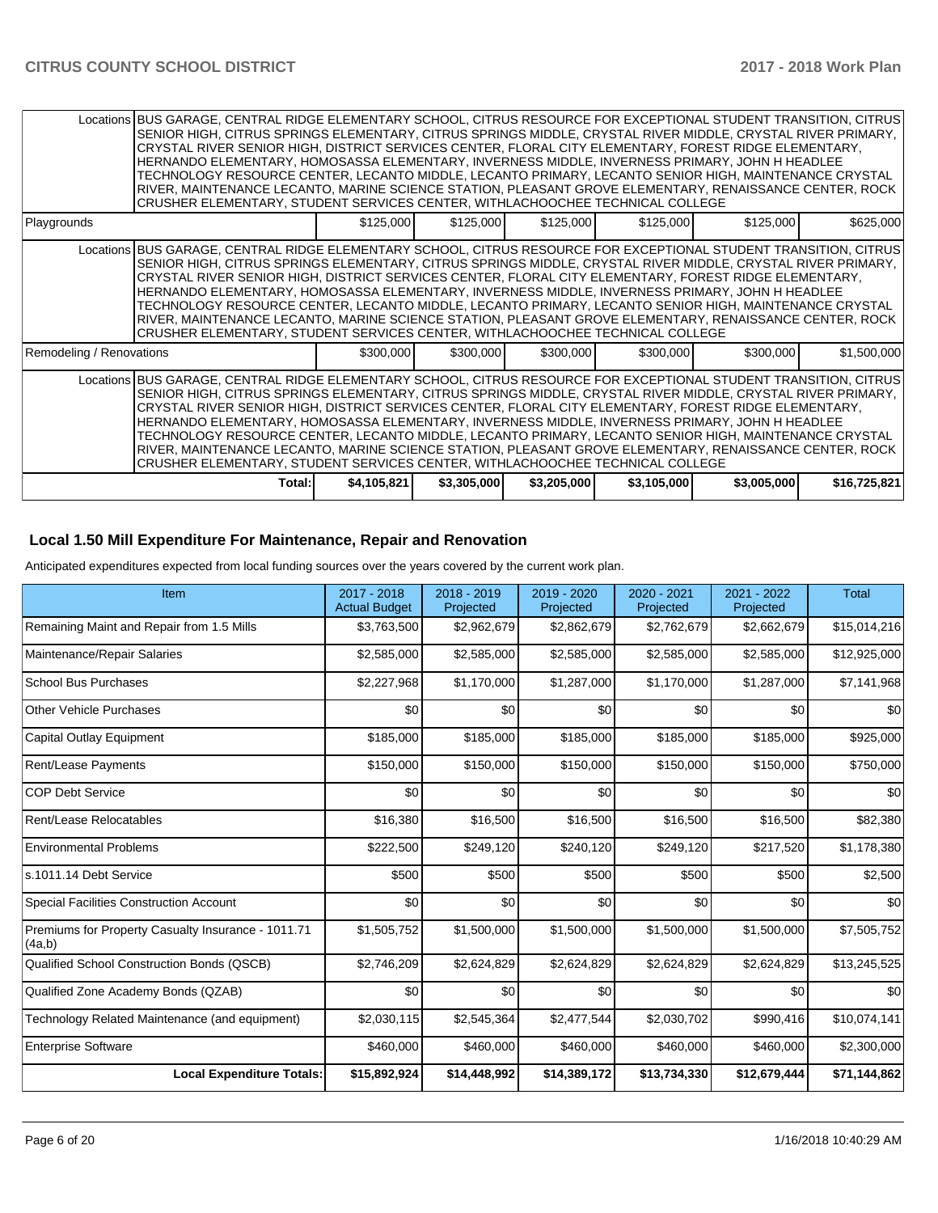| | | | | | | | |
|---|---|---|---|---|---|---|---|
| Locations | BUS GARAGE, CENTRAL RIDGE ELEMENTARY SCHOOL, CITRUS RESOURCE FOR EXCEPTIONAL STUDENT TRANSITION, CITRUS SENIOR HIGH, CITRUS SPRINGS ELEMENTARY, CITRUS SPRINGS MIDDLE, CRYSTAL RIVER MIDDLE, CRYSTAL RIVER PRIMARY, CRYSTAL RIVER SENIOR HIGH, DISTRICT SERVICES CENTER, FLORAL CITY ELEMENTARY, FOREST RIDGE ELEMENTARY, HERNANDO ELEMENTARY, HOMOSASSA ELEMENTARY, INVERNESS MIDDLE, INVERNESS PRIMARY, JOHN H HEADLEE TECHNOLOGY RESOURCE CENTER, LECANTO MIDDLE, LECANTO PRIMARY, LECANTO SENIOR HIGH, MAINTENANCE CRYSTAL RIVER, MAINTENANCE LECANTO, MARINE SCIENCE STATION, PLEASANT GROVE ELEMENTARY, RENAISSANCE CENTER, ROCK CRUSHER ELEMENTARY, STUDENT SERVICES CENTER, WITHLACHOOCHEE TECHNICAL COLLEGE | | | | | | |
| Playgrounds | | $125,000 | $125,000 | $125,000 | $125,000 | $125,000 | $625,000 |
| Locations | BUS GARAGE, CENTRAL RIDGE ELEMENTARY SCHOOL, CITRUS RESOURCE FOR EXCEPTIONAL STUDENT TRANSITION, CITRUS SENIOR HIGH, CITRUS SPRINGS ELEMENTARY, CITRUS SPRINGS MIDDLE, CRYSTAL RIVER MIDDLE, CRYSTAL RIVER PRIMARY, CRYSTAL RIVER SENIOR HIGH, DISTRICT SERVICES CENTER, FLORAL CITY ELEMENTARY, FOREST RIDGE ELEMENTARY, HERNANDO ELEMENTARY, HOMOSASSA ELEMENTARY, INVERNESS MIDDLE, INVERNESS PRIMARY, JOHN H HEADLEE TECHNOLOGY RESOURCE CENTER, LECANTO MIDDLE, LECANTO PRIMARY, LECANTO SENIOR HIGH, MAINTENANCE CRYSTAL RIVER, MAINTENANCE LECANTO, MARINE SCIENCE STATION, PLEASANT GROVE ELEMENTARY, RENAISSANCE CENTER, ROCK CRUSHER ELEMENTARY, STUDENT SERVICES CENTER, WITHLACHOOCHEE TECHNICAL COLLEGE | | | | | | |
| Remodeling / Renovations | | $300,000 | $300,000 | $300,000 | $300,000 | $300,000 | $1,500,000 |
| Locations | BUS GARAGE, CENTRAL RIDGE ELEMENTARY SCHOOL, CITRUS RESOURCE FOR EXCEPTIONAL STUDENT TRANSITION, CITRUS SENIOR HIGH, CITRUS SPRINGS ELEMENTARY, CITRUS SPRINGS MIDDLE, CRYSTAL RIVER MIDDLE, CRYSTAL RIVER PRIMARY, CRYSTAL RIVER SENIOR HIGH, DISTRICT SERVICES CENTER, FLORAL CITY ELEMENTARY, FOREST RIDGE ELEMENTARY, HERNANDO ELEMENTARY, HOMOSASSA ELEMENTARY, INVERNESS MIDDLE, INVERNESS PRIMARY, JOHN H HEADLEE TECHNOLOGY RESOURCE CENTER, LECANTO MIDDLE, LECANTO PRIMARY, LECANTO SENIOR HIGH, MAINTENANCE CRYSTAL RIVER, MAINTENANCE LECANTO, MARINE SCIENCE STATION, PLEASANT GROVE ELEMENTARY, RENAISSANCE CENTER, ROCK CRUSHER ELEMENTARY, STUDENT SERVICES CENTER, WITHLACHOOCHEE TECHNICAL COLLEGE | | | | | | |
| | Total: | $4,105,821 | $3,305,000 | $3,205,000 | $3,105,000 | $3,005,000 | $16,725,821 |

## Local 1.50 Mill Expenditure For Maintenance, Repair and Renovation

Anticipated expenditures expected from local funding sources over the years covered by the current work plan.

| Item | 2017 - 2018 Actual Budget | 2018 - 2019 Projected | 2019 - 2020 Projected | 2020 - 2021 Projected | 2021 - 2022 Projected | Total |
|---|---|---|---|---|---|---|
| Remaining Maint and Repair from 1.5 Mills | $3,763,500 | $2,962,679 | $2,862,679 | $2,762,679 | $2,662,679 | $15,014,216 |
| Maintenance/Repair Salaries | $2,585,000 | $2,585,000 | $2,585,000 | $2,585,000 | $2,585,000 | $12,925,000 |
| School Bus Purchases | $2,227,968 | $1,170,000 | $1,287,000 | $1,170,000 | $1,287,000 | $7,141,968 |
| Other Vehicle Purchases | $0 | $0 | $0 | $0 | $0 | $0 |
| Capital Outlay Equipment | $185,000 | $185,000 | $185,000 | $185,000 | $185,000 | $925,000 |
| Rent/Lease Payments | $150,000 | $150,000 | $150,000 | $150,000 | $150,000 | $750,000 |
| COP Debt Service | $0 | $0 | $0 | $0 | $0 | $0 |
| Rent/Lease Relocatables | $16,380 | $16,500 | $16,500 | $16,500 | $16,500 | $82,380 |
| Environmental Problems | $222,500 | $249,120 | $240,120 | $249,120 | $217,520 | $1,178,380 |
| s.1011.14 Debt Service | $500 | $500 | $500 | $500 | $500 | $2,500 |
| Special Facilities Construction Account | $0 | $0 | $0 | $0 | $0 | $0 |
| Premiums for Property Casualty Insurance - 1011.71 (4a,b) | $1,505,752 | $1,500,000 | $1,500,000 | $1,500,000 | $1,500,000 | $7,505,752 |
| Qualified School Construction Bonds (QSCB) | $2,746,209 | $2,624,829 | $2,624,829 | $2,624,829 | $2,624,829 | $13,245,525 |
| Qualified Zone Academy Bonds (QZAB) | $0 | $0 | $0 | $0 | $0 | $0 |
| Technology Related Maintenance (and equipment) | $2,030,115 | $2,545,364 | $2,477,544 | $2,030,702 | $990,416 | $10,074,141 |
| Enterprise Software | $460,000 | $460,000 | $460,000 | $460,000 | $460,000 | $2,300,000 |
| **Local Expenditure Totals:** | **$15,892,924** | **$14,448,992** | **$14,389,172** | **$13,734,330** | **$12,679,444** | **$71,144,862** |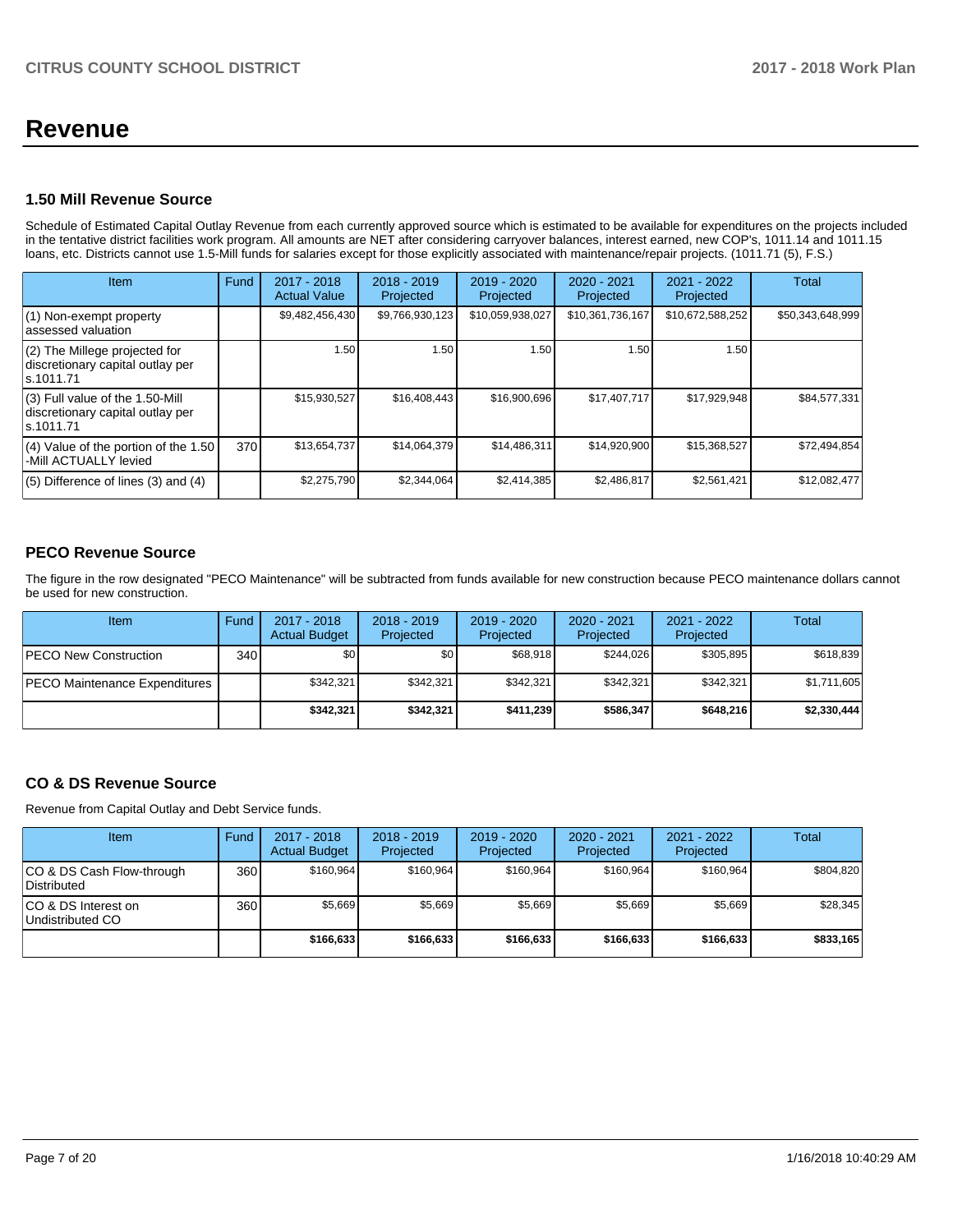# Revenue

### 1.50 Mill Revenue Source

Schedule of Estimated Capital Outlay Revenue from each currently approved source which is estimated to be available for expenditures on the projects included in the tentative district facilities work program. All amounts are NET after considering carryover balances, interest earned, new COP's, 1011.14 and 1011.15 loans, etc. Districts cannot use 1.5-Mill funds for salaries except for those explicitly associated with maintenance/repair projects. (1011.71 (5), F.S.)

| Item | Fund | 2017 - 2018 Actual Value | 2018 - 2019 Projected | 2019 - 2020 Projected | 2020 - 2021 Projected | 2021 - 2022 Projected | Total |
|---|---|---|---|---|---|---|---|
| (1) Non-exempt property assessed valuation | | $9,482,456,430 | $9,766,930,123 | $10,059,938,027 | $10,361,736,167 | $10,672,588,252 | $50,343,648,999 |
| (2) The Millege projected for discretionary capital outlay per s.1011.71 | | 1.50 | 1.50 | 1.50 | 1.50 | 1.50 | |
| (3) Full value of the 1.50-Mill discretionary capital outlay per s.1011.71 | | $15,930,527 | $16,408,443 | $16,900,696 | $17,407,717 | $17,929,948 | $84,577,331 |
| (4) Value of the portion of the 1.50 -Mill ACTUALLY levied | 370 | $13,654,737 | $14,064,379 | $14,486,311 | $14,920,900 | $15,368,527 | $72,494,854 |
| (5) Difference of lines (3) and (4) | | $2,275,790 | $2,344,064 | $2,414,385 | $2,486,817 | $2,561,421 | $12,082,477 |

### PECO Revenue Source

The figure in the row designated "PECO Maintenance" will be subtracted from funds available for new construction because PECO maintenance dollars cannot be used for new construction.

| Item | Fund | 2017 - 2018 Actual Budget | 2018 - 2019 Projected | 2019 - 2020 Projected | 2020 - 2021 Projected | 2021 - 2022 Projected | Total |
|---|---|---|---|---|---|---|---|
| PECO New Construction | 340 | $0 | $0 | $68,918 | $244,026 | $305,895 | $618,839 |
| PECO Maintenance Expenditures | | $342,321 | $342,321 | $342,321 | $342,321 | $342,321 | $1,711,605 |
| | | **$342,321** | **$342,321** | **$411,239** | **$586,347** | **$648,216** | **$2,330,444** |

### CO & DS Revenue Source

Revenue from Capital Outlay and Debt Service funds.

| Item | Fund | 2017 - 2018 Actual Budget | 2018 - 2019 Projected | 2019 - 2020 Projected | 2020 - 2021 Projected | 2021 - 2022 Projected | Total |
|---|---|---|---|---|---|---|---|
| CO & DS Cash Flow-through Distributed | 360 | $160,964 | $160,964 | $160,964 | $160,964 | $160,964 | $804,820 |
| CO & DS Interest on Undistributed CO | 360 | $5,669 | $5,669 | $5,669 | $5,669 | $5,669 | $28,345 |
| | | **$166,633** | **$166,633** | **$166,633** | **$166,633** | **$166,633** | **$833,165** |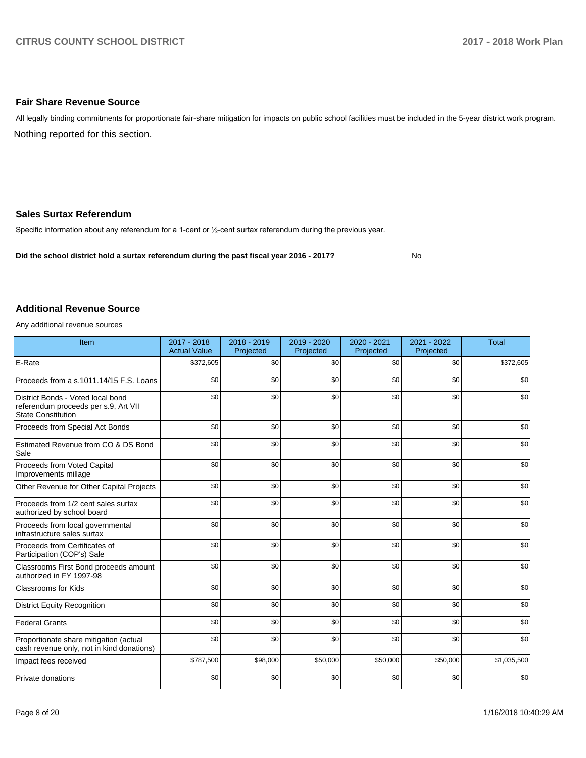## Fair Share Revenue Source

All legally binding commitments for proportionate fair-share mitigation for impacts on public school facilities must be included in the 5-year district work program.

Nothing reported for this section.

## Sales Surtax Referendum

Specific information about any referendum for a 1-cent or ½-cent surtax referendum during the previous year.

**Did the school district hold a surtax referendum during the past fiscal year 2016 - 2017?** No

## Additional Revenue Source

Any additional revenue sources

| Item | 2017 - 2018 Actual Value | 2018 - 2019 Projected | 2019 - 2020 Projected | 2020 - 2021 Projected | 2021 - 2022 Projected | Total |
|---|---|---|---|---|---|---|
| E-Rate | $372,605 | $0 | $0 | $0 | $0 | $372,605 |
| Proceeds from a s.1011.14/15 F.S. Loans | $0 | $0 | $0 | $0 | $0 | $0 |
| District Bonds - Voted local bond referendum proceeds per s.9, Art VII State Constitution | $0 | $0 | $0 | $0 | $0 | $0 |
| Proceeds from Special Act Bonds | $0 | $0 | $0 | $0 | $0 | $0 |
| Estimated Revenue from CO & DS Bond Sale | $0 | $0 | $0 | $0 | $0 | $0 |
| Proceeds from Voted Capital Improvements millage | $0 | $0 | $0 | $0 | $0 | $0 |
| Other Revenue for Other Capital Projects | $0 | $0 | $0 | $0 | $0 | $0 |
| Proceeds from 1/2 cent sales surtax authorized by school board | $0 | $0 | $0 | $0 | $0 | $0 |
| Proceeds from local governmental infrastructure sales surtax | $0 | $0 | $0 | $0 | $0 | $0 |
| Proceeds from Certificates of Participation (COP's) Sale | $0 | $0 | $0 | $0 | $0 | $0 |
| Classrooms First Bond proceeds amount authorized in FY 1997-98 | $0 | $0 | $0 | $0 | $0 | $0 |
| Classrooms for Kids | $0 | $0 | $0 | $0 | $0 | $0 |
| District Equity Recognition | $0 | $0 | $0 | $0 | $0 | $0 |
| Federal Grants | $0 | $0 | $0 | $0 | $0 | $0 |
| Proportionate share mitigation (actual cash revenue only, not in kind donations) | $0 | $0 | $0 | $0 | $0 | $0 |
| Impact fees received | $787,500 | $98,000 | $50,000 | $50,000 | $50,000 | $1,035,500 |
| Private donations | $0 | $0 | $0 | $0 | $0 | $0 |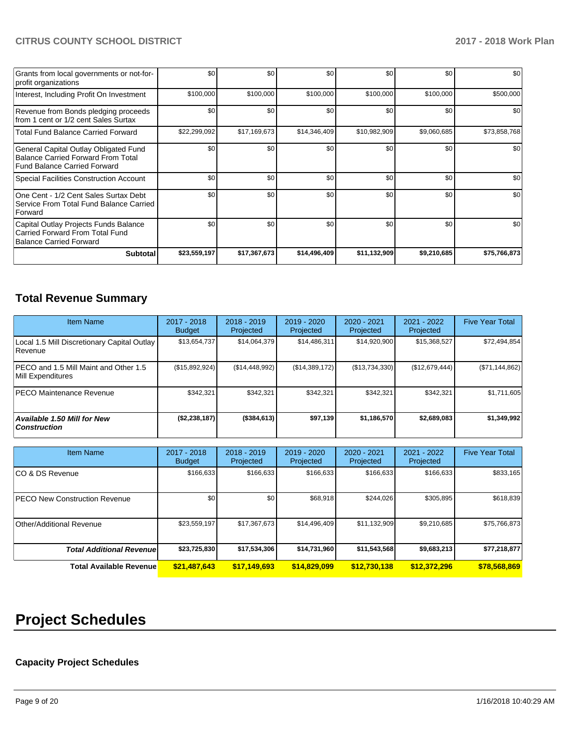| | | | | | | |
|---|---|---|---|---|---|---|
| Grants from local governments or not-for-profit organizations | $0 | $0 | $0 | $0 | $0 | $0 |
| Interest, Including Profit On Investment | $100,000 | $100,000 | $100,000 | $100,000 | $100,000 | $500,000 |
| Revenue from Bonds pledging proceeds from 1 cent or 1/2 cent Sales Surtax | $0 | $0 | $0 | $0 | $0 | $0 |
| Total Fund Balance Carried Forward | $22,299,092 | $17,169,673 | $14,346,409 | $10,982,909 | $9,060,685 | $73,858,768 |
| General Capital Outlay Obligated Fund Balance Carried Forward From Total Fund Balance Carried Forward | $0 | $0 | $0 | $0 | $0 | $0 |
| Special Facilities Construction Account | $0 | $0 | $0 | $0 | $0 | $0 |
| One Cent - 1/2 Cent Sales Surtax Debt Service From Total Fund Balance Carried Forward | $0 | $0 | $0 | $0 | $0 | $0 |
| Capital Outlay Projects Funds Balance Carried Forward From Total Fund Balance Carried Forward | $0 | $0 | $0 | $0 | $0 | $0 |
| **Subtotal** | **$23,559,197** | **$17,367,673** | **$14,496,409** | **$11,132,909** | **$9,210,685** | **$75,766,873** |

## Total Revenue Summary

| Item Name | 2017 - 2018 Budget | 2018 - 2019 Projected | 2019 - 2020 Projected | 2020 - 2021 Projected | 2021 - 2022 Projected | Five Year Total |
|---|---|---|---|---|---|---|
| Local 1.5 Mill Discretionary Capital Outlay Revenue | $13,654,737 | $14,064,379 | $14,486,311 | $14,920,900 | $15,368,527 | $72,494,854 |
| PECO and 1.5 Mill Maint and Other 1.5 Mill Expenditures | ($15,892,924) | ($14,448,992) | ($14,389,172) | ($13,734,330) | ($12,679,444) | ($71,144,862) |
| PECO Maintenance Revenue | $342,321 | $342,321 | $342,321 | $342,321 | $342,321 | $1,711,605 |
| ***Available 1.50 Mill for New Construction*** | **($2,238,187)** | **($384,613)** | **$97,139** | **$1,186,570** | **$2,689,083** | **$1,349,992** |

| Item Name | 2017 - 2018 Budget | 2018 - 2019 Projected | 2019 - 2020 Projected | 2020 - 2021 Projected | 2021 - 2022 Projected | Five Year Total |
|---|---|---|---|---|---|---|
| CO & DS Revenue | $166,633 | $166,633 | $166,633 | $166,633 | $166,633 | $833,165 |
| PECO New Construction Revenue | $0 | $0 | $68,918 | $244,026 | $305,895 | $618,839 |
| Other/Additional Revenue | $23,559,197 | $17,367,673 | $14,496,409 | $11,132,909 | $9,210,685 | $75,766,873 |
| ***Total Additional Revenue*** | **$23,725,830** | **$17,534,306** | **$14,731,960** | **$11,543,568** | **$9,683,213** | **$77,218,877** |
| **Total Available Revenue** | **$21,487,643** | **$17,149,693** | **$14,829,099** | **$12,730,138** | **$12,372,296** | **$78,568,869** |

# Project Schedules

### Capacity Project Schedules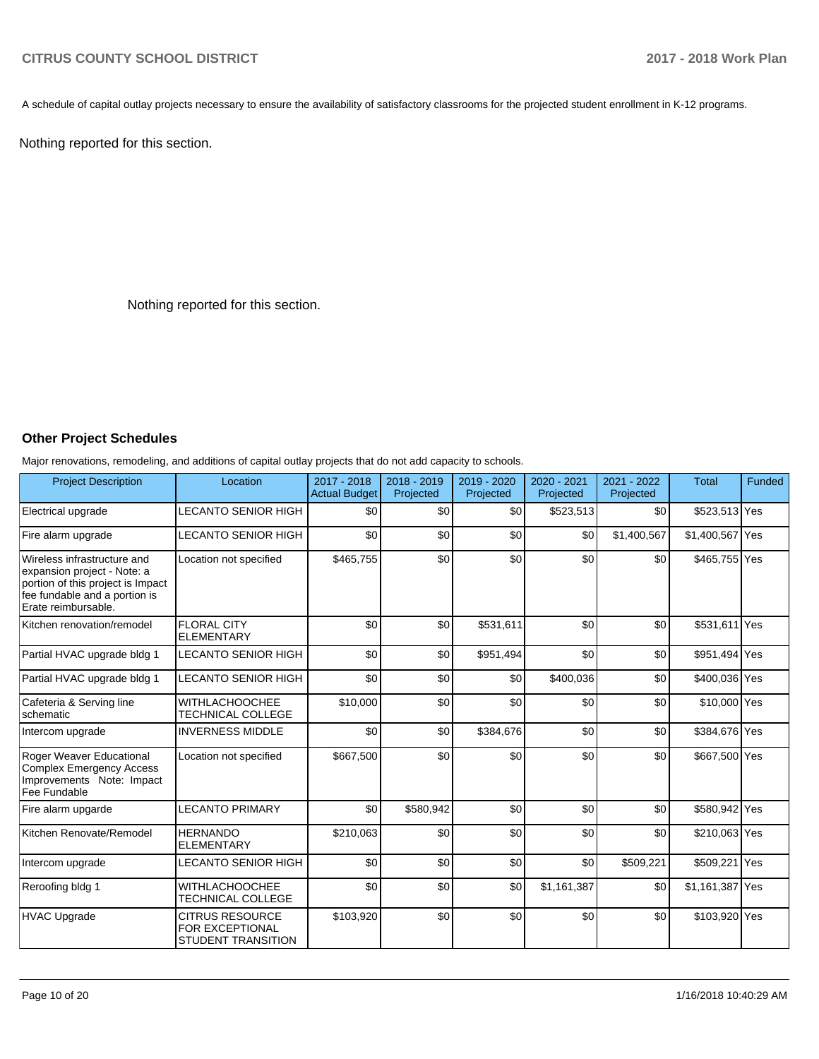A schedule of capital outlay projects necessary to ensure the availability of satisfactory classrooms for the projected student enrollment in K-12 programs.

Nothing reported for this section.

Nothing reported for this section.

### Other Project Schedules

Major renovations, remodeling, and additions of capital outlay projects that do not add capacity to schools.

| Project Description | Location | 2017 - 2018 Actual Budget | 2018 - 2019 Projected | 2019 - 2020 Projected | 2020 - 2021 Projected | 2021 - 2022 Projected | Total | Funded |
|---|---|---|---|---|---|---|---|---|
| Electrical upgrade | LECANTO SENIOR HIGH | $0 | $0 | $0 | $523,513 | $0 | $523,513 | Yes |
| Fire alarm upgrade | LECANTO SENIOR HIGH | $0 | $0 | $0 | $0 | $1,400,567 | $1,400,567 | Yes |
| Wireless infrastructure and expansion project - Note: a portion of this project is Impact fee fundable and a portion is Erate reimbursable. | Location not specified | $465,755 | $0 | $0 | $0 | $0 | $465,755 | Yes |
| Kitchen renovation/remodel | FLORAL CITY ELEMENTARY | $0 | $0 | $531,611 | $0 | $0 | $531,611 | Yes |
| Partial HVAC upgrade bldg 1 | LECANTO SENIOR HIGH | $0 | $0 | $951,494 | $0 | $0 | $951,494 | Yes |
| Partial HVAC upgrade bldg 1 | LECANTO SENIOR HIGH | $0 | $0 | $0 | $400,036 | $0 | $400,036 | Yes |
| Cafeteria & Serving line schematic | WITHLACHOOCHEE TECHNICAL COLLEGE | $10,000 | $0 | $0 | $0 | $0 | $10,000 | Yes |
| Intercom upgrade | INVERNESS MIDDLE | $0 | $0 | $384,676 | $0 | $0 | $384,676 | Yes |
| Roger Weaver Educational Complex Emergency Access Improvements Note: Impact Fee Fundable | Location not specified | $667,500 | $0 | $0 | $0 | $0 | $667,500 | Yes |
| Fire alarm upgarde | LECANTO PRIMARY | $0 | $580,942 | $0 | $0 | $0 | $580,942 | Yes |
| Kitchen Renovate/Remodel | HERNANDO ELEMENTARY | $210,063 | $0 | $0 | $0 | $0 | $210,063 | Yes |
| Intercom upgrade | LECANTO SENIOR HIGH | $0 | $0 | $0 | $0 | $509,221 | $509,221 | Yes |
| Reroofing bldg 1 | WITHLACHOOCHEE TECHNICAL COLLEGE | $0 | $0 | $0 | $1,161,387 | $0 | $1,161,387 | Yes |
| HVAC Upgrade | CITRUS RESOURCE FOR EXCEPTIONAL STUDENT TRANSITION | $103,920 | $0 | $0 | $0 | $0 | $103,920 | Yes |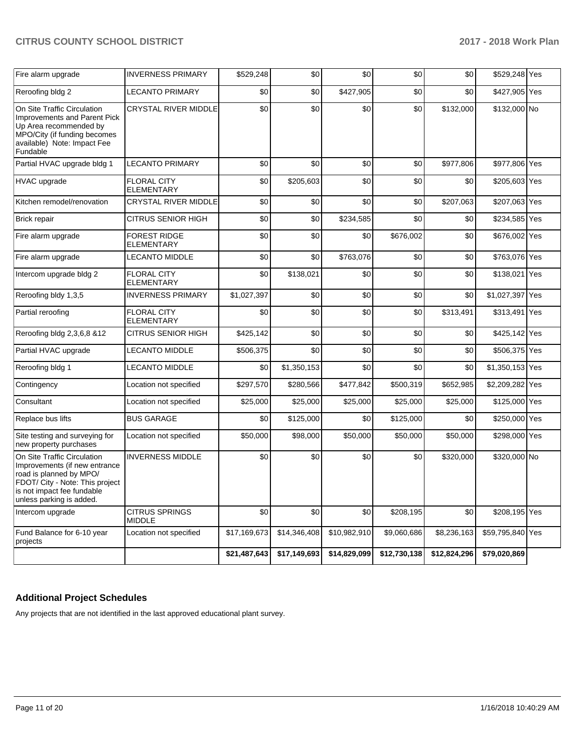| Fire alarm upgrade | INVERNESS PRIMARY | $529,248 | $0 | $0 | $0 | $0 | $529,248 | Yes |
|---|---|---|---|---|---|---|---|---|
| Reroofing bldg 2 | LECANTO PRIMARY | $0 | $0 | $427,905 | $0 | $0 | $427,905 | Yes |
| On Site Traffic Circulation Improvements and Parent Pick Up Area recommended by MPO/City (if funding becomes available) Note: Impact Fee Fundable | CRYSTAL RIVER MIDDLE | $0 | $0 | $0 | $0 | $132,000 | $132,000 | No |
| Partial HVAC upgrade bldg 1 | LECANTO PRIMARY | $0 | $0 | $0 | $0 | $977,806 | $977,806 | Yes |
| HVAC upgrade | FLORAL CITY ELEMENTARY | $0 | $205,603 | $0 | $0 | $0 | $205,603 | Yes |
| Kitchen remodel/renovation | CRYSTAL RIVER MIDDLE | $0 | $0 | $0 | $0 | $207,063 | $207,063 | Yes |
| Brick repair | CITRUS SENIOR HIGH | $0 | $0 | $234,585 | $0 | $0 | $234,585 | Yes |
| Fire alarm upgrade | FOREST RIDGE ELEMENTARY | $0 | $0 | $0 | $676,002 | $0 | $676,002 | Yes |
| Fire alarm upgrade | LECANTO MIDDLE | $0 | $0 | $763,076 | $0 | $0 | $763,076 | Yes |
| Intercom upgrade bldg 2 | FLORAL CITY ELEMENTARY | $0 | $138,021 | $0 | $0 | $0 | $138,021 | Yes |
| Reroofing bldy 1,3,5 | INVERNESS PRIMARY | $1,027,397 | $0 | $0 | $0 | $0 | $1,027,397 | Yes |
| Partial reroofing | FLORAL CITY ELEMENTARY | $0 | $0 | $0 | $0 | $313,491 | $313,491 | Yes |
| Reroofing bldg 2,3,6,8 &12 | CITRUS SENIOR HIGH | $425,142 | $0 | $0 | $0 | $0 | $425,142 | Yes |
| Partial HVAC upgrade | LECANTO MIDDLE | $506,375 | $0 | $0 | $0 | $0 | $506,375 | Yes |
| Reroofing bldg 1 | LECANTO MIDDLE | $0 | $1,350,153 | $0 | $0 | $0 | $1,350,153 | Yes |
| Contingency | Location not specified | $297,570 | $280,566 | $477,842 | $500,319 | $652,985 | $2,209,282 | Yes |
| Consultant | Location not specified | $25,000 | $25,000 | $25,000 | $25,000 | $25,000 | $125,000 | Yes |
| Replace bus lifts | BUS GARAGE | $0 | $125,000 | $0 | $125,000 | $0 | $250,000 | Yes |
| Site testing and surveying for new property purchases | Location not specified | $50,000 | $98,000 | $50,000 | $50,000 | $50,000 | $298,000 | Yes |
| On Site Traffic Circulation Improvements (if new entrance road is planned by MPO/ FDOT/ City - Note: This project is not impact fee fundable unless parking is added. | INVERNESS MIDDLE | $0 | $0 | $0 | $0 | $320,000 | $320,000 | No |
| Intercom upgrade | CITRUS SPRINGS MIDDLE | $0 | $0 | $0 | $208,195 | $0 | $208,195 | Yes |
| Fund Balance for 6-10 year projects | Location not specified | $17,169,673 | $14,346,408 | $10,982,910 | $9,060,686 | $8,236,163 | $59,795,840 | Yes |
| | | **$21,487,643** | **$17,149,693** | **$14,829,099** | **$12,730,138** | **$12,824,296** | **$79,020,869** | |

## Additional Project Schedules

Any projects that are not identified in the last approved educational plant survey.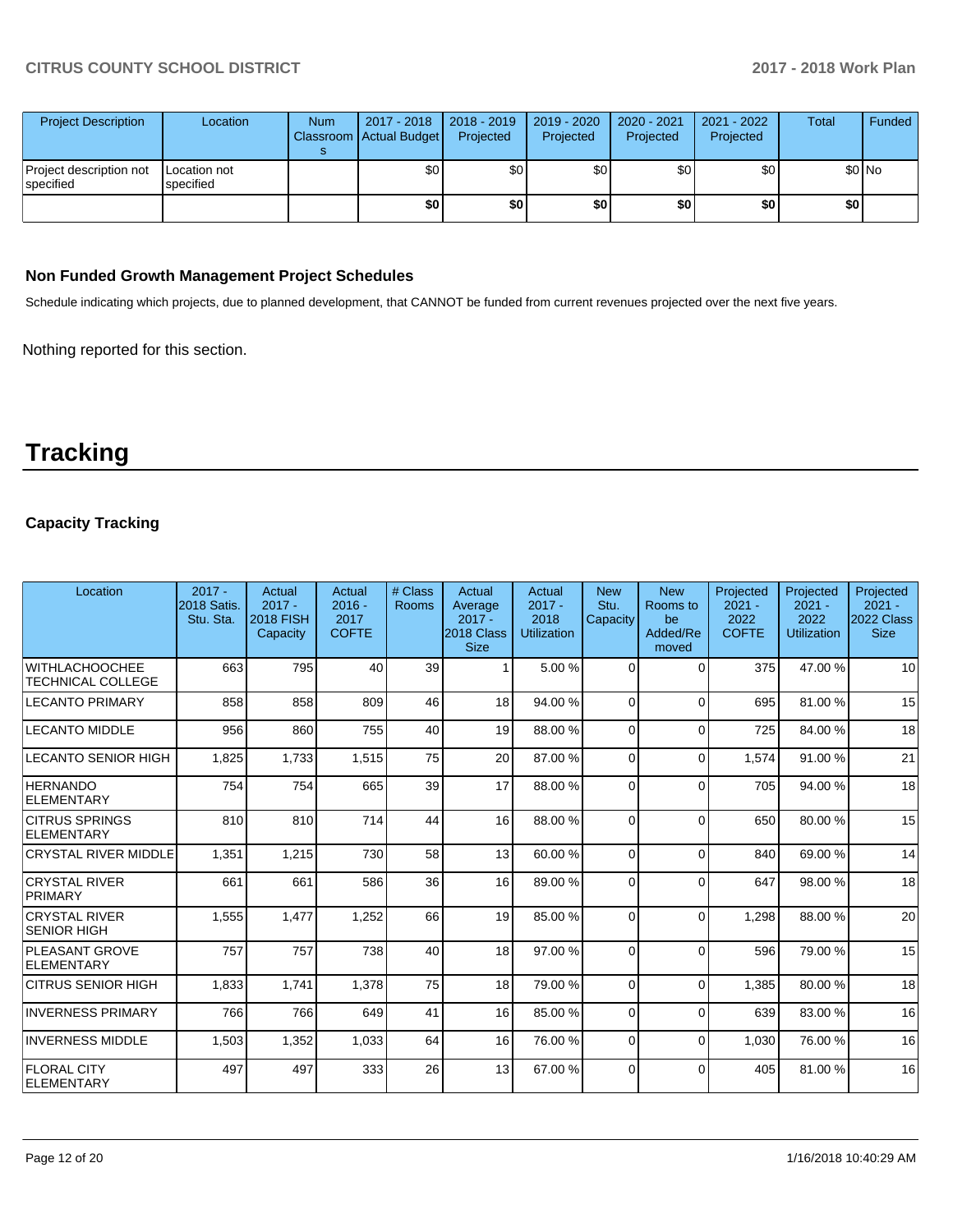| Project Description | Location | Num Classrooms | 2017 - 2018 Actual Budget | 2018 - 2019 Projected | 2019 - 2020 Projected | 2020 - 2021 Projected | 2021 - 2022 Projected | Total | Funded |
|---|---|---|---|---|---|---|---|---|---|
| Project description not specified | Location not specified | | $0 | $0 | $0 | $0 | $0 | $0 | No |
| | | | **$0** | **$0** | **$0** | **$0** | **$0** | **$0** | |

### Non Funded Growth Management Project Schedules

Schedule indicating which projects, due to planned development, that CANNOT be funded from current revenues projected over the next five years.

Nothing reported for this section.

# Tracking

### Capacity Tracking

| Location | 2017 - 2018 Satis. Stu. Sta. | Actual 2017 - 2018 FISH Capacity | Actual 2016 - 2017 COFTE | # Class Rooms | Actual Average 2017 - 2018 Class Size | Actual 2017 - 2018 Utilization | New Stu. Capacity | New Rooms to be Added/Removed | Projected 2021 - 2022 COFTE | Projected 2021 - 2022 Utilization | Projected 2021 - 2022 Class Size |
|---|---|---|---|---|---|---|---|---|---|---|---|
| WITHLACHOOCHEE TECHNICAL COLLEGE | 663 | 795 | 40 | 39 | 1 | 5.00 % | 0 | 0 | 375 | 47.00 % | 10 |
| LECANTO PRIMARY | 858 | 858 | 809 | 46 | 18 | 94.00 % | 0 | 0 | 695 | 81.00 % | 15 |
| LECANTO MIDDLE | 956 | 860 | 755 | 40 | 19 | 88.00 % | 0 | 0 | 725 | 84.00 % | 18 |
| LECANTO SENIOR HIGH | 1,825 | 1,733 | 1,515 | 75 | 20 | 87.00 % | 0 | 0 | 1,574 | 91.00 % | 21 |
| HERNANDO ELEMENTARY | 754 | 754 | 665 | 39 | 17 | 88.00 % | 0 | 0 | 705 | 94.00 % | 18 |
| CITRUS SPRINGS ELEMENTARY | 810 | 810 | 714 | 44 | 16 | 88.00 % | 0 | 0 | 650 | 80.00 % | 15 |
| CRYSTAL RIVER MIDDLE | 1,351 | 1,215 | 730 | 58 | 13 | 60.00 % | 0 | 0 | 840 | 69.00 % | 14 |
| CRYSTAL RIVER PRIMARY | 661 | 661 | 586 | 36 | 16 | 89.00 % | 0 | 0 | 647 | 98.00 % | 18 |
| CRYSTAL RIVER SENIOR HIGH | 1,555 | 1,477 | 1,252 | 66 | 19 | 85.00 % | 0 | 0 | 1,298 | 88.00 % | 20 |
| PLEASANT GROVE ELEMENTARY | 757 | 757 | 738 | 40 | 18 | 97.00 % | 0 | 0 | 596 | 79.00 % | 15 |
| CITRUS SENIOR HIGH | 1,833 | 1,741 | 1,378 | 75 | 18 | 79.00 % | 0 | 0 | 1,385 | 80.00 % | 18 |
| INVERNESS PRIMARY | 766 | 766 | 649 | 41 | 16 | 85.00 % | 0 | 0 | 639 | 83.00 % | 16 |
| INVERNESS MIDDLE | 1,503 | 1,352 | 1,033 | 64 | 16 | 76.00 % | 0 | 0 | 1,030 | 76.00 % | 16 |
| FLORAL CITY ELEMENTARY | 497 | 497 | 333 | 26 | 13 | 67.00 % | 0 | 0 | 405 | 81.00 % | 16 |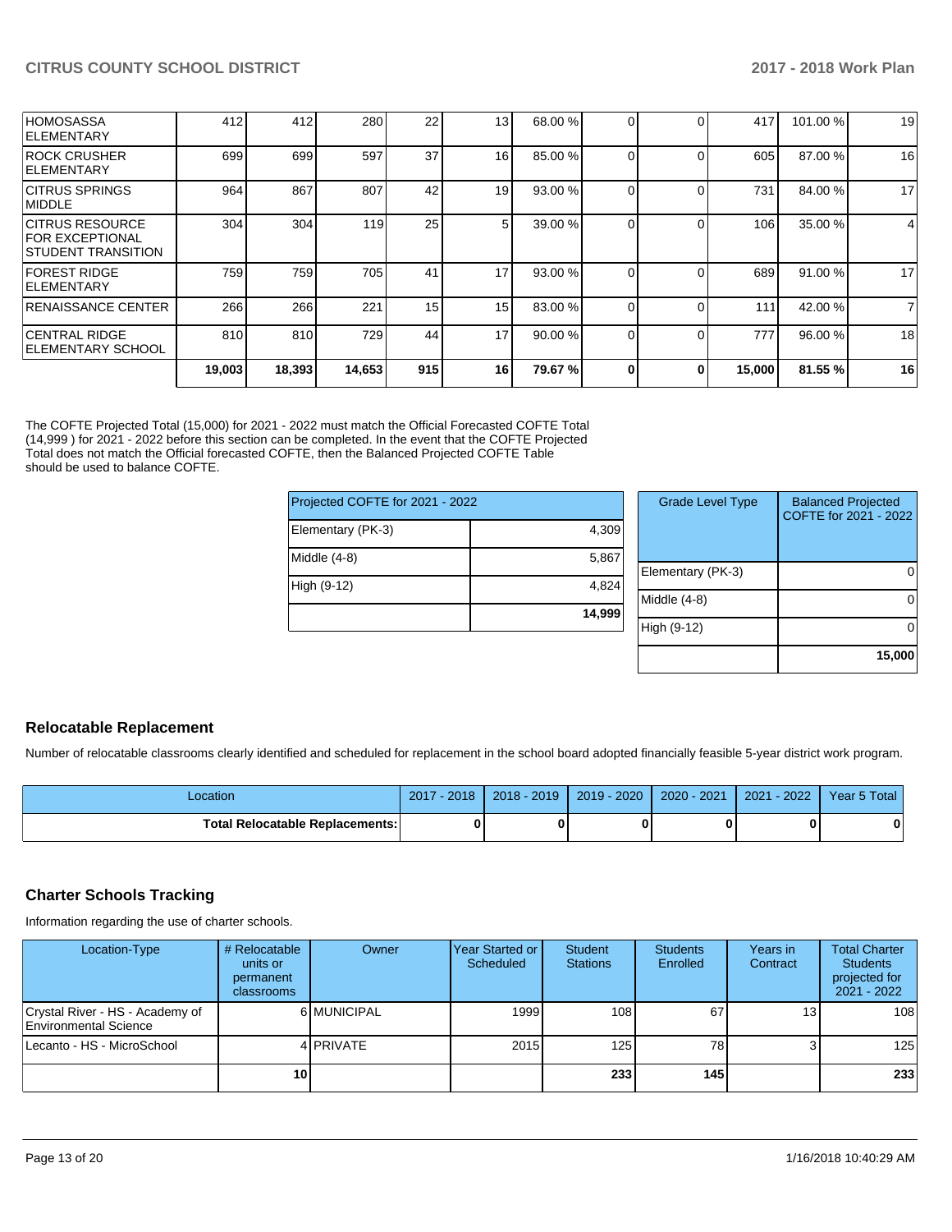| HOMOSASSA ELEMENTARY | 412 | 412 | 280 | 22 | 13 | 68.00 % | 0 | 0 | 417 | 101.00 % | 19 |
|---|---|---|---|---|---|---|---|---|---|---|---|
| ROCK CRUSHER ELEMENTARY | 699 | 699 | 597 | 37 | 16 | 85.00 % | 0 | 0 | 605 | 87.00 % | 16 |
| CITRUS SPRINGS MIDDLE | 964 | 867 | 807 | 42 | 19 | 93.00 % | 0 | 0 | 731 | 84.00 % | 17 |
| CITRUS RESOURCE FOR EXCEPTIONAL STUDENT TRANSITION | 304 | 304 | 119 | 25 | 5 | 39.00 % | 0 | 0 | 106 | 35.00 % | 4 |
| FOREST RIDGE ELEMENTARY | 759 | 759 | 705 | 41 | 17 | 93.00 % | 0 | 0 | 689 | 91.00 % | 17 |
| RENAISSANCE CENTER | 266 | 266 | 221 | 15 | 15 | 83.00 % | 0 | 0 | 111 | 42.00 % | 7 |
| CENTRAL RIDGE ELEMENTARY SCHOOL | 810 | 810 | 729 | 44 | 17 | 90.00 % | 0 | 0 | 777 | 96.00 % | 18 |
| | **19,003** | **18,393** | **14,653** | **915** | **16** | **79.67 %** | **0** | **0** | **15,000** | **81.55 %** | **16** |

The COFTE Projected Total (15,000) for 2021 - 2022 must match the Official Forecasted COFTE Total (14,999 ) for 2021 - 2022 before this section can be completed. In the event that the COFTE Projected Total does not match the Official forecasted COFTE, then the Balanced Projected COFTE Table should be used to balance COFTE.

| Projected COFTE for 2021 - 2022 | |
|---|---|
| Elementary (PK-3) | 4,309 |
| Middle (4-8) | 5,867 |
| High (9-12) | 4,824 |
| | **14,999** |

| Grade Level Type | Balanced Projected COFTE for 2021 - 2022 |
|---|---|
| Elementary (PK-3) | 0 |
| Middle (4-8) | 0 |
| High (9-12) | 0 |
| | **15,000** |

## Relocatable Replacement

Number of relocatable classrooms clearly identified and scheduled for replacement in the school board adopted financially feasible 5-year district work program.

| Location | 2017 - 2018 | 2018 - 2019 | 2019 - 2020 | 2020 - 2021 | 2021 - 2022 | Year 5 Total |
|---|---|---|---|---|---|---|
| **Total Relocatable Replacements:** | **0** | **0** | **0** | **0** | **0** | **0** |

## Charter Schools Tracking

Information regarding the use of charter schools.

| Location-Type | # Relocatable units or permanent classrooms | Owner | Year Started or Scheduled | Student Stations | Students Enrolled | Years in Contract | Total Charter Students projected for 2021 - 2022 |
|---|---|---|---|---|---|---|---|
| Crystal River - HS - Academy of Environmental Science | 6 | MUNICIPAL | 1999 | 108 | 67 | 13 | 108 |
| Lecanto - HS - MicroSchool | 4 | PRIVATE | 2015 | 125 | 78 | 3 | 125 |
| | **10** | | | **233** | **145** | | **233** |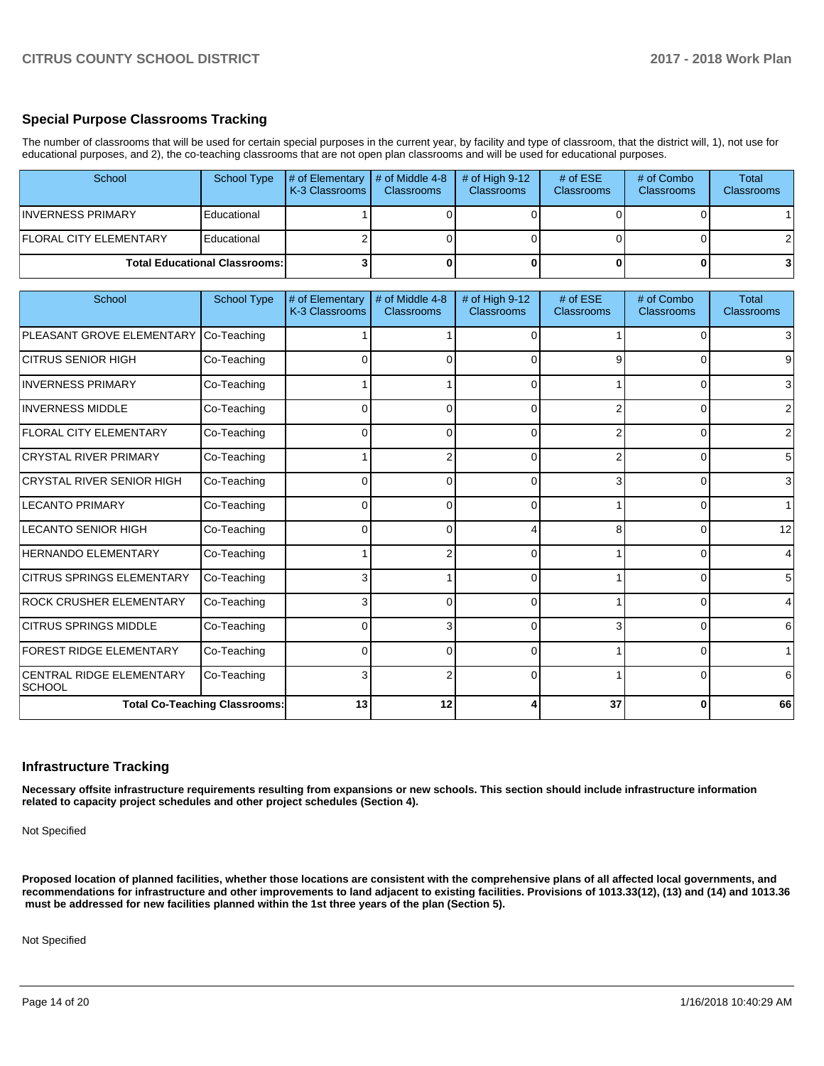## Special Purpose Classrooms Tracking

The number of classrooms that will be used for certain special purposes in the current year, by facility and type of classroom, that the district will, 1), not use for educational purposes, and 2), the co-teaching classrooms that are not open plan classrooms and will be used for educational purposes.

| School | School Type | # of Elementary K-3 Classrooms | # of Middle 4-8 Classrooms | # of High 9-12 Classrooms | # of ESE Classrooms | # of Combo Classrooms | Total Classrooms |
|---|---|---|---|---|---|---|---|
| INVERNESS PRIMARY | Educational | 1 | 0 | 0 | 0 | 0 | 1 |
| FLORAL CITY ELEMENTARY | Educational | 2 | 0 | 0 | 0 | 0 | 2 |
| Total Educational Classrooms: | | 3 | 0 | 0 | 0 | 0 | 3 |

| School | School Type | # of Elementary K-3 Classrooms | # of Middle 4-8 Classrooms | # of High 9-12 Classrooms | # of ESE Classrooms | # of Combo Classrooms | Total Classrooms |
|---|---|---|---|---|---|---|---|
| PLEASANT GROVE ELEMENTARY | Co-Teaching | 1 | 1 | 0 | 1 | 0 | 3 |
| CITRUS SENIOR HIGH | Co-Teaching | 0 | 0 | 0 | 9 | 0 | 9 |
| INVERNESS PRIMARY | Co-Teaching | 1 | 1 | 0 | 1 | 0 | 3 |
| INVERNESS MIDDLE | Co-Teaching | 0 | 0 | 0 | 2 | 0 | 2 |
| FLORAL CITY ELEMENTARY | Co-Teaching | 0 | 0 | 0 | 2 | 0 | 2 |
| CRYSTAL RIVER PRIMARY | Co-Teaching | 1 | 2 | 0 | 2 | 0 | 5 |
| CRYSTAL RIVER SENIOR HIGH | Co-Teaching | 0 | 0 | 0 | 3 | 0 | 3 |
| LECANTO PRIMARY | Co-Teaching | 0 | 0 | 0 | 1 | 0 | 1 |
| LECANTO SENIOR HIGH | Co-Teaching | 0 | 0 | 4 | 8 | 0 | 12 |
| HERNANDO ELEMENTARY | Co-Teaching | 1 | 2 | 0 | 1 | 0 | 4 |
| CITRUS SPRINGS ELEMENTARY | Co-Teaching | 3 | 1 | 0 | 1 | 0 | 5 |
| ROCK CRUSHER ELEMENTARY | Co-Teaching | 3 | 0 | 0 | 1 | 0 | 4 |
| CITRUS SPRINGS MIDDLE | Co-Teaching | 0 | 3 | 0 | 3 | 0 | 6 |
| FOREST RIDGE ELEMENTARY | Co-Teaching | 0 | 0 | 0 | 1 | 0 | 1 |
| CENTRAL RIDGE ELEMENTARY SCHOOL | Co-Teaching | 3 | 2 | 0 | 1 | 0 | 6 |
| Total Co-Teaching Classrooms: | | 13 | 12 | 4 | 37 | 0 | 66 |

## Infrastructure Tracking

**Necessary offsite infrastructure requirements resulting from expansions or new schools. This section should include infrastructure information related to capacity project schedules and other project schedules (Section 4).**

Not Specified

**Proposed location of planned facilities, whether those locations are consistent with the comprehensive plans of all affected local governments, and recommendations for infrastructure and other improvements to land adjacent to existing facilities. Provisions of 1013.33(12), (13) and (14) and 1013.36 must be addressed for new facilities planned within the 1st three years of the plan (Section 5).**

Not Specified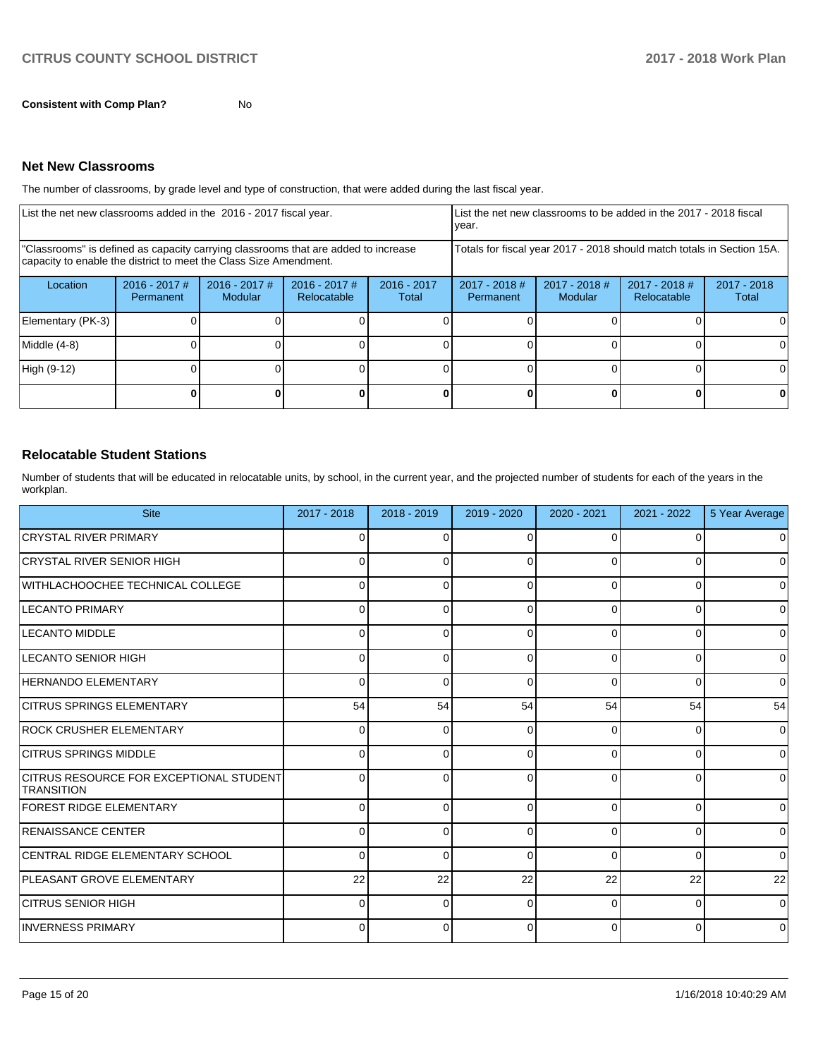**Consistent with Comp Plan?** No

## Net New Classrooms

The number of classrooms, by grade level and type of construction, that were added during the last fiscal year.

| List the net new classrooms added in the 2016 - 2017 fiscal year. | | | | | List the net new classrooms to be added in the 2017 - 2018 fiscal year. | | | |
|---|---|---|---|---|---|---|---|---|
| "Classrooms" is defined as capacity carrying classrooms that are added to increase capacity to enable the district to meet the Class Size Amendment. | | | | | Totals for fiscal year 2017 - 2018 should match totals in Section 15A. | | | |
| Location | 2016 - 2017 # Permanent | 2016 - 2017 # Modular | 2016 - 2017 # Relocatable | 2016 - 2017 Total | 2017 - 2018 # Permanent | 2017 - 2018 # Modular | 2017 - 2018 # Relocatable | 2017 - 2018 Total |
| Elementary (PK-3) | 0 | 0 | 0 | 0 | 0 | 0 | 0 | 0 |
| Middle (4-8) | 0 | 0 | 0 | 0 | 0 | 0 | 0 | 0 |
| High (9-12) | 0 | 0 | 0 | 0 | 0 | 0 | 0 | 0 |
| | **0** | **0** | **0** | **0** | **0** | **0** | **0** | **0** |

## Relocatable Student Stations

Number of students that will be educated in relocatable units, by school, in the current year, and the projected number of students for each of the years in the workplan.

| Site | 2017 - 2018 | 2018 - 2019 | 2019 - 2020 | 2020 - 2021 | 2021 - 2022 | 5 Year Average |
|---|---|---|---|---|---|---|
| CRYSTAL RIVER PRIMARY | 0 | 0 | 0 | 0 | 0 | 0 |
| CRYSTAL RIVER SENIOR HIGH | 0 | 0 | 0 | 0 | 0 | 0 |
| WITHLACHOOCHEE TECHNICAL COLLEGE | 0 | 0 | 0 | 0 | 0 | 0 |
| LECANTO PRIMARY | 0 | 0 | 0 | 0 | 0 | 0 |
| LECANTO MIDDLE | 0 | 0 | 0 | 0 | 0 | 0 |
| LECANTO SENIOR HIGH | 0 | 0 | 0 | 0 | 0 | 0 |
| HERNANDO ELEMENTARY | 0 | 0 | 0 | 0 | 0 | 0 |
| CITRUS SPRINGS ELEMENTARY | 54 | 54 | 54 | 54 | 54 | 54 |
| ROCK CRUSHER ELEMENTARY | 0 | 0 | 0 | 0 | 0 | 0 |
| CITRUS SPRINGS MIDDLE | 0 | 0 | 0 | 0 | 0 | 0 |
| CITRUS RESOURCE FOR EXCEPTIONAL STUDENT TRANSITION | 0 | 0 | 0 | 0 | 0 | 0 |
| FOREST RIDGE ELEMENTARY | 0 | 0 | 0 | 0 | 0 | 0 |
| RENAISSANCE CENTER | 0 | 0 | 0 | 0 | 0 | 0 |
| CENTRAL RIDGE ELEMENTARY SCHOOL | 0 | 0 | 0 | 0 | 0 | 0 |
| PLEASANT GROVE ELEMENTARY | 22 | 22 | 22 | 22 | 22 | 22 |
| CITRUS SENIOR HIGH | 0 | 0 | 0 | 0 | 0 | 0 |
| INVERNESS PRIMARY | 0 | 0 | 0 | 0 | 0 | 0 |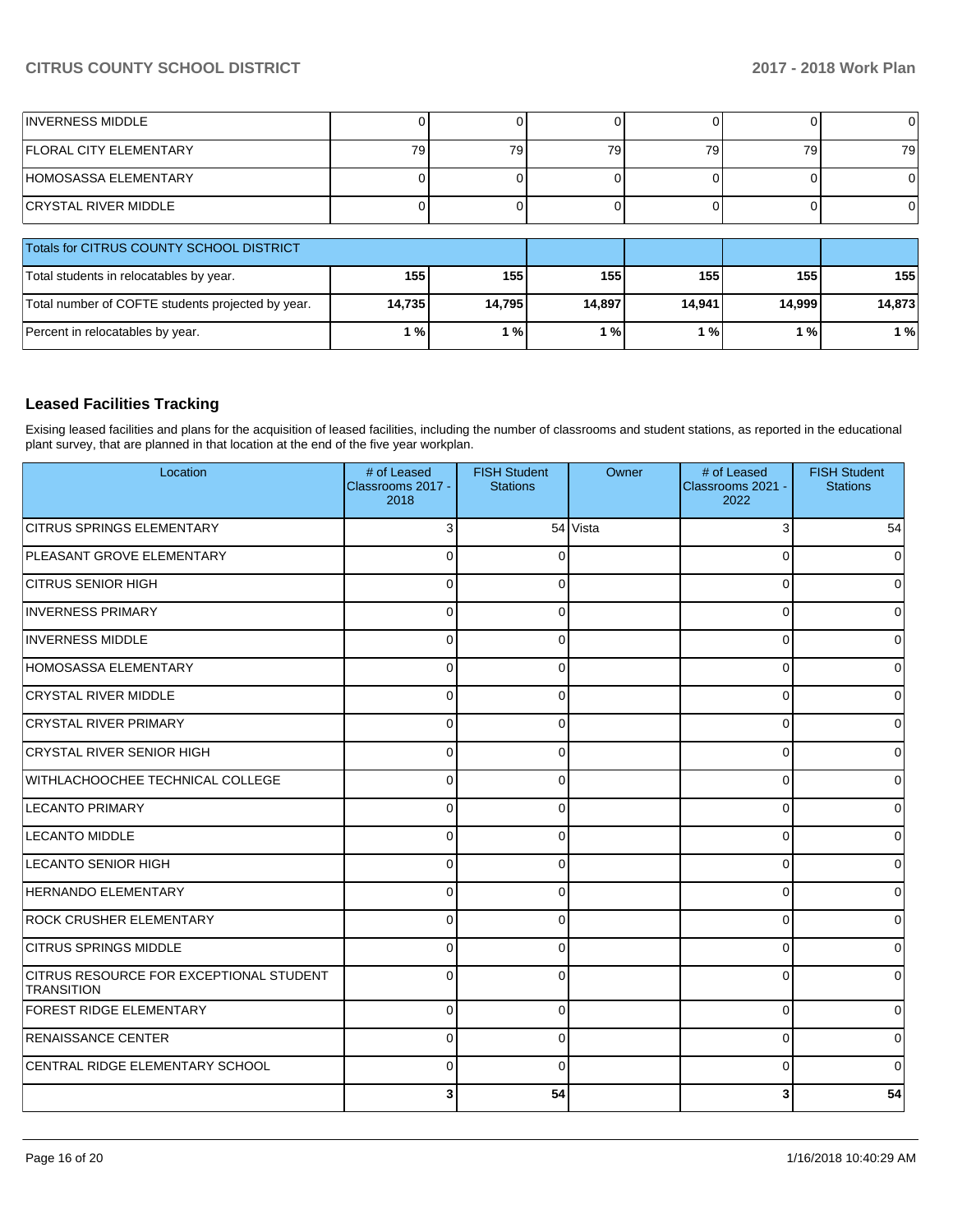| | | | | | | |
|---|---|---|---|---|---|---|
| INVERNESS MIDDLE | 0 | 0 | 0 | 0 | 0 | 0 |
| FLORAL CITY ELEMENTARY | 79 | 79 | 79 | 79 | 79 | 79 |
| HOMOSASSA ELEMENTARY | 0 | 0 | 0 | 0 | 0 | 0 |
| CRYSTAL RIVER MIDDLE | 0 | 0 | 0 | 0 | 0 | 0 |

| Totals for CITRUS COUNTY SCHOOL DISTRICT | | | | | | |
|---|---|---|---|---|---|---|
| Total students in relocatables by year. | **155** | **155** | **155** | **155** | **155** | **155** |
| Total number of COFTE students projected by year. | **14,735** | **14,795** | **14,897** | **14,941** | **14,999** | **14,873** |
| Percent in relocatables by year. | **1 %** | **1 %** | **1 %** | **1 %** | **1 %** | **1 %** |

### Leased Facilities Tracking

Exising leased facilities and plans for the acquisition of leased facilities, including the number of classrooms and student stations, as reported in the educational plant survey, that are planned in that location at the end of the five year workplan.

| Location | # of Leased Classrooms 2017 - 2018 | FISH Student Stations | Owner | # of Leased Classrooms 2021 - 2022 | FISH Student Stations |
|---|---|---|---|---|---|
| CITRUS SPRINGS ELEMENTARY | 3 | 54 | Vista | 3 | 54 |
| PLEASANT GROVE ELEMENTARY | 0 | 0 | | 0 | 0 |
| CITRUS SENIOR HIGH | 0 | 0 | | 0 | 0 |
| INVERNESS PRIMARY | 0 | 0 | | 0 | 0 |
| INVERNESS MIDDLE | 0 | 0 | | 0 | 0 |
| HOMOSASSA ELEMENTARY | 0 | 0 | | 0 | 0 |
| CRYSTAL RIVER MIDDLE | 0 | 0 | | 0 | 0 |
| CRYSTAL RIVER PRIMARY | 0 | 0 | | 0 | 0 |
| CRYSTAL RIVER SENIOR HIGH | 0 | 0 | | 0 | 0 |
| WITHLACHOOCHEE TECHNICAL COLLEGE | 0 | 0 | | 0 | 0 |
| LECANTO PRIMARY | 0 | 0 | | 0 | 0 |
| LECANTO MIDDLE | 0 | 0 | | 0 | 0 |
| LECANTO SENIOR HIGH | 0 | 0 | | 0 | 0 |
| HERNANDO ELEMENTARY | 0 | 0 | | 0 | 0 |
| ROCK CRUSHER ELEMENTARY | 0 | 0 | | 0 | 0 |
| CITRUS SPRINGS MIDDLE | 0 | 0 | | 0 | 0 |
| CITRUS RESOURCE FOR EXCEPTIONAL STUDENT TRANSITION | 0 | 0 | | 0 | 0 |
| FOREST RIDGE ELEMENTARY | 0 | 0 | | 0 | 0 |
| RENAISSANCE CENTER | 0 | 0 | | 0 | 0 |
| CENTRAL RIDGE ELEMENTARY SCHOOL | 0 | 0 | | 0 | 0 |
| | **3** | **54** | | **3** | **54** |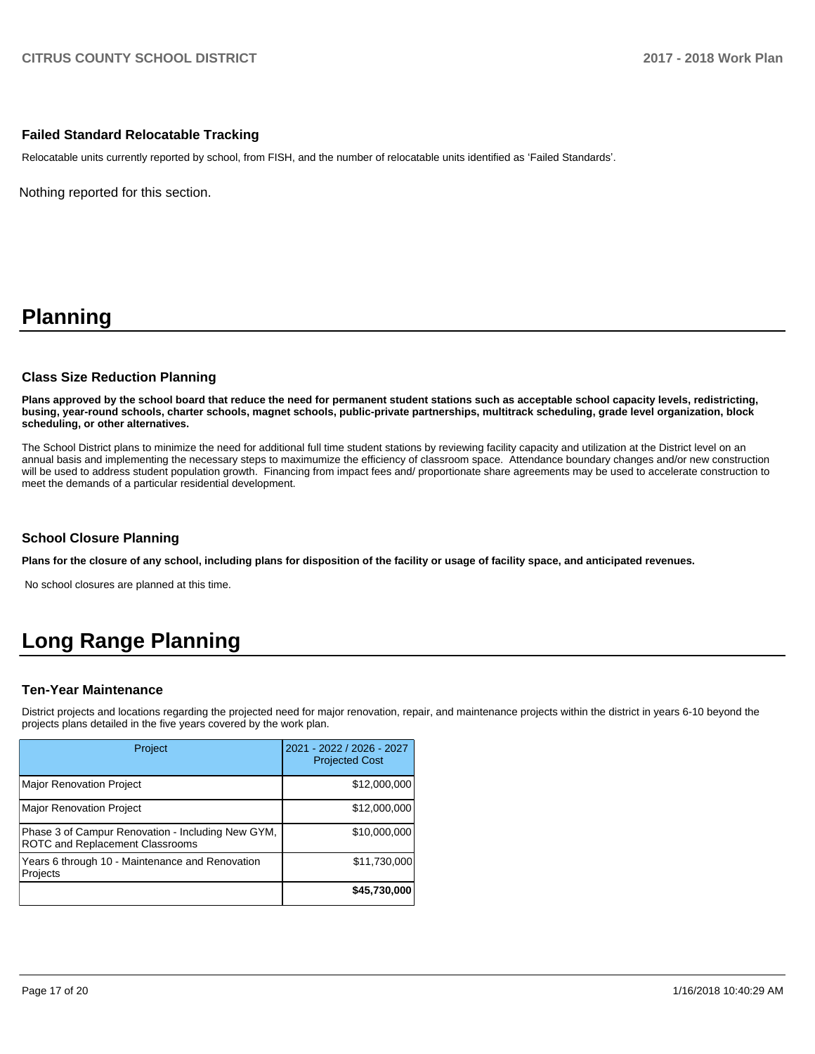### Failed Standard Relocatable Tracking

Relocatable units currently reported by school, from FISH, and the number of relocatable units identified as 'Failed Standards'.

Nothing reported for this section.

# Planning

### Class Size Reduction Planning

**Plans approved by the school board that reduce the need for permanent student stations such as acceptable school capacity levels, redistricting, busing, year-round schools, charter schools, magnet schools, public-private partnerships, multitrack scheduling, grade level organization, block scheduling, or other alternatives.**

The School District plans to minimize the need for additional full time student stations by reviewing facility capacity and utilization at the District level on an annual basis and implementing the necessary steps to maximumize the efficiency of classroom space. Attendance boundary changes and/or new construction will be used to address student population growth. Financing from impact fees and/ proportionate share agreements may be used to accelerate construction to meet the demands of a particular residential development.

### School Closure Planning

**Plans for the closure of any school, including plans for disposition of the facility or usage of facility space, and anticipated revenues.**

No school closures are planned at this time.

# Long Range Planning

### Ten-Year Maintenance

District projects and locations regarding the projected need for major renovation, repair, and maintenance projects within the district in years 6-10 beyond the projects plans detailed in the five years covered by the work plan.

| Project | 2021 - 2022 / 2026 - 2027 Projected Cost |
|---|---|
| Major Renovation Project | $12,000,000 |
| Major Renovation Project | $12,000,000 |
| Phase 3 of Campur Renovation - Including New GYM, ROTC and Replacement Classrooms | $10,000,000 |
| Years 6 through 10 - Maintenance and Renovation Projects | $11,730,000 |
| | **$45,730,000** |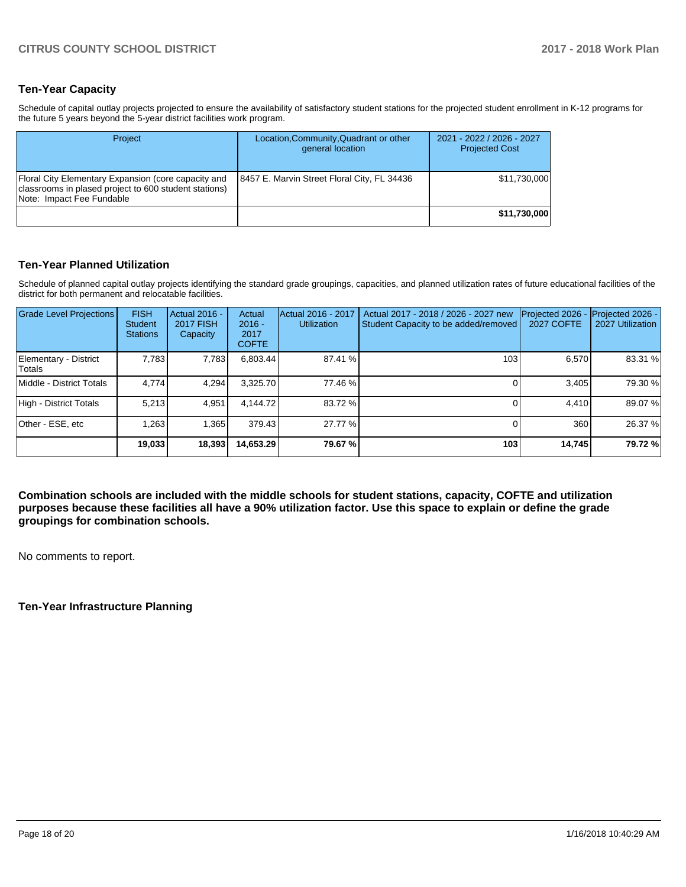## Ten-Year Capacity

Schedule of capital outlay projects projected to ensure the availability of satisfactory student stations for the projected student enrollment in K-12 programs for the future 5 years beyond the 5-year district facilities work program.

| Project | Location,Community,Quadrant or other general location | 2021 - 2022 / 2026 - 2027 Projected Cost |
|---|---|---|
| Floral City Elementary Expansion (core capacity and classrooms in plased project to 600 student stations) Note: Impact Fee Fundable | 8457 E. Marvin Street Floral City, FL 34436 | $11,730,000 |
| | | **$11,730,000** |

## Ten-Year Planned Utilization

Schedule of planned capital outlay projects identifying the standard grade groupings, capacities, and planned utilization rates of future educational facilities of the district for both permanent and relocatable facilities.

| Grade Level Projections | FISH Student Stations | Actual 2016 - 2017 FISH Capacity | Actual 2016 - 2017 COFTE | Actual 2016 - 2017 Utilization | Actual 2017 - 2018 / 2026 - 2027 new Student Capacity to be added/removed | Projected 2026 - 2027 COFTE | Projected 2026 - 2027 Utilization |
|---|---|---|---|---|---|---|---|
| Elementary - District Totals | 7,783 | 7,783 | 6,803.44 | 87.41 % | 103 | 6,570 | 83.31 % |
| Middle - District Totals | 4,774 | 4,294 | 3,325.70 | 77.46 % | 0 | 3,405 | 79.30 % |
| High - District Totals | 5,213 | 4,951 | 4,144.72 | 83.72 % | 0 | 4,410 | 89.07 % |
| Other - ESE, etc | 1,263 | 1,365 | 379.43 | 27.77 % | 0 | 360 | 26.37 % |
| | **19,033** | **18,393** | **14,653.29** | **79.67 %** | **103** | **14,745** | **79.72 %** |

**Combination schools are included with the middle schools for student stations, capacity, COFTE and utilization purposes because these facilities all have a 90% utilization factor. Use this space to explain or define the grade groupings for combination schools.**

No comments to report.

## Ten-Year Infrastructure Planning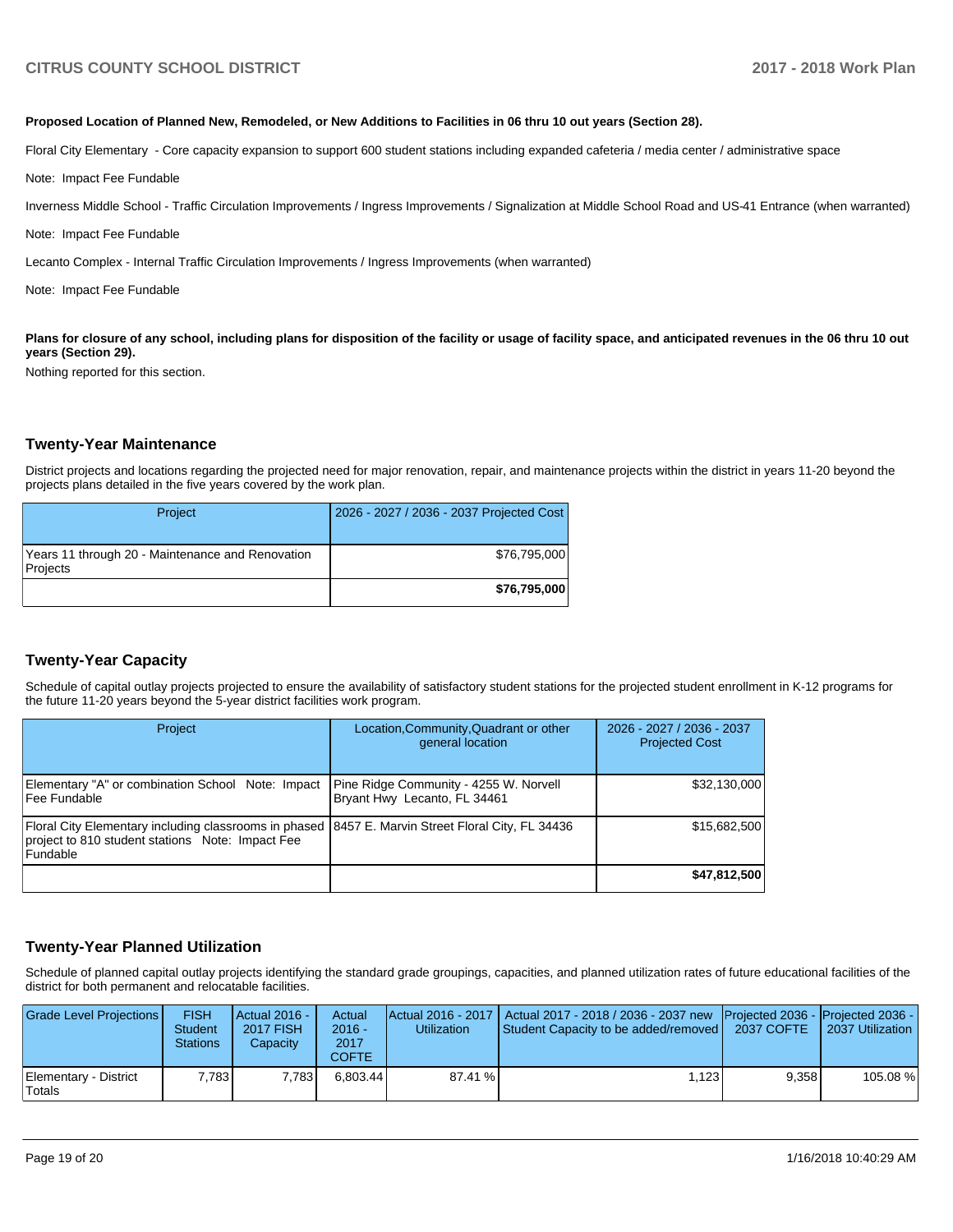**Proposed Location of Planned New, Remodeled, or New Additions to Facilities in 06 thru 10 out years (Section 28).**

Floral City Elementary - Core capacity expansion to support 600 student stations including expanded cafeteria / media center / administrative space

Note: Impact Fee Fundable

Inverness Middle School - Traffic Circulation Improvements / Ingress Improvements / Signalization at Middle School Road and US-41 Entrance (when warranted)

Note: Impact Fee Fundable

Lecanto Complex - Internal Traffic Circulation Improvements / Ingress Improvements (when warranted)

Note: Impact Fee Fundable

**Plans for closure of any school, including plans for disposition of the facility or usage of facility space, and anticipated revenues in the 06 thru 10 out years (Section 29).**

Nothing reported for this section.

## Twenty-Year Maintenance

District projects and locations regarding the projected need for major renovation, repair, and maintenance projects within the district in years 11-20 beyond the projects plans detailed in the five years covered by the work plan.

| Project | 2026 - 2027 / 2036 - 2037 Projected Cost |
|---|---|
| Years 11 through 20 - Maintenance and Renovation Projects | $76,795,000 |
| | **$76,795,000** |

## Twenty-Year Capacity

Schedule of capital outlay projects projected to ensure the availability of satisfactory student stations for the projected student enrollment in K-12 programs for the future 11-20 years beyond the 5-year district facilities work program.

| Project | Location,Community,Quadrant or other general location | 2026 - 2027 / 2036 - 2037 Projected Cost |
|---|---|---|
| Elementary "A" or combination School Note: Impact Fee Fundable | Pine Ridge Community - 4255 W. Norvell Bryant Hwy Lecanto, FL 34461 | $32,130,000 |
| Floral City Elementary including classrooms in phased project to 810 student stations Note: Impact Fee Fundable | 8457 E. Marvin Street Floral City, FL 34436 | $15,682,500 |
| | | **$47,812,500** |

## Twenty-Year Planned Utilization

Schedule of planned capital outlay projects identifying the standard grade groupings, capacities, and planned utilization rates of future educational facilities of the district for both permanent and relocatable facilities.

| Grade Level Projections | FISH Student Stations | Actual 2016 - 2017 FISH Capacity | Actual 2016 - 2017 COFTE | Actual 2016 - 2017 Utilization | Actual 2017 - 2018 / 2036 - 2037 new Student Capacity to be added/removed | Projected 2036 - 2037 COFTE | Projected 2036 - 2037 Utilization |
|---|---|---|---|---|---|---|---|
| Elementary - District Totals | 7,783 | 7,783 | 6,803.44 | 87.41 % | 1,123 | 9,358 | 105.08 % |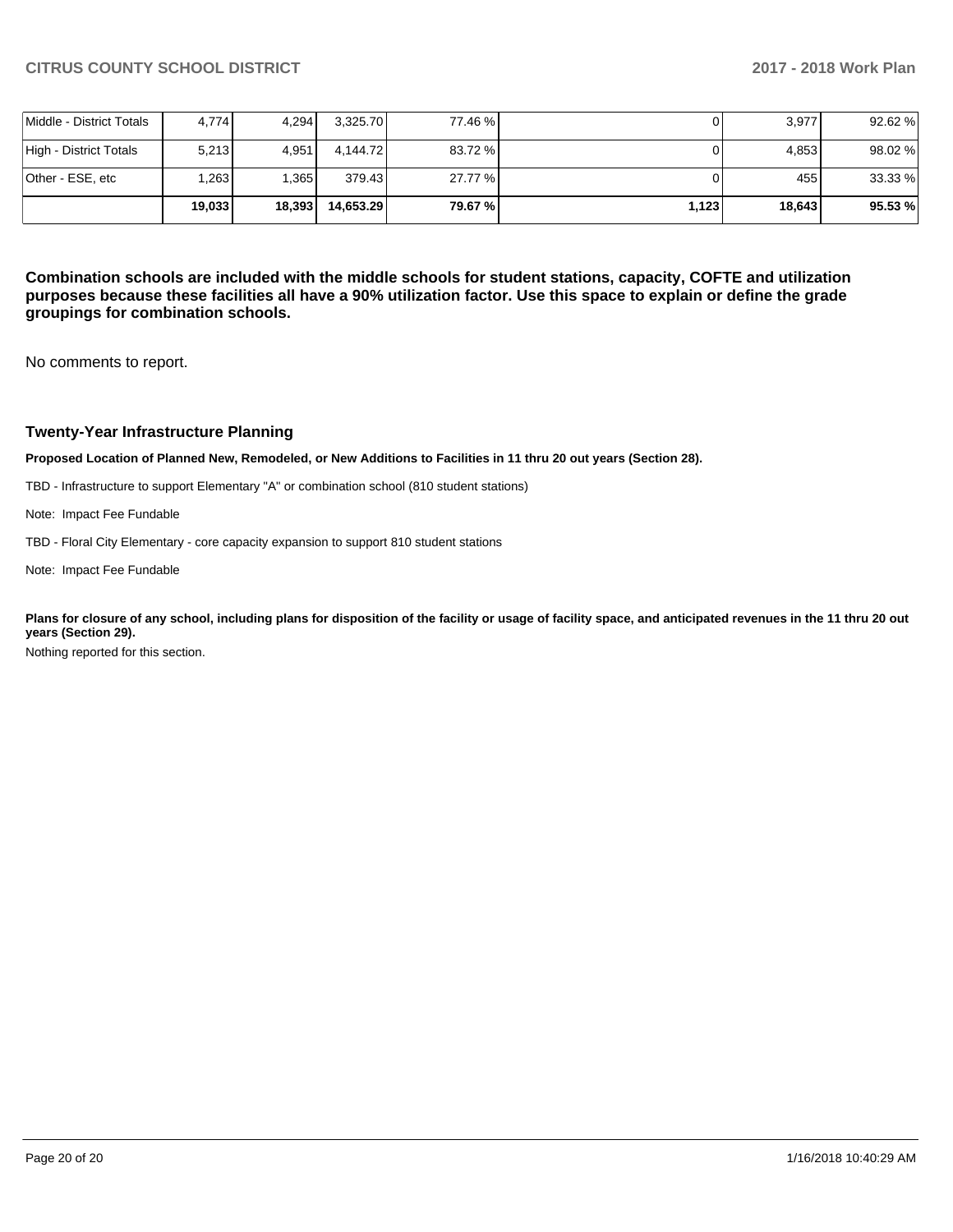| | | | | | | | |
|---|---|---|---|---|---|---|---|
| Middle - District Totals | 4,774 | 4,294 | 3,325.70 | 77.46 % | 0 | 3,977 | 92.62 % |
| High - District Totals | 5,213 | 4,951 | 4,144.72 | 83.72 % | 0 | 4,853 | 98.02 % |
| Other - ESE, etc | 1,263 | 1,365 | 379.43 | 27.77 % | 0 | 455 | 33.33 % |
| | **19,033** | **18,393** | **14,653.29** | **79.67 %** | **1,123** | **18,643** | **95.53 %** |

**Combination schools are included with the middle schools for student stations, capacity, COFTE and utilization purposes because these facilities all have a 90% utilization factor. Use this space to explain or define the grade groupings for combination schools.**

No comments to report.

### Twenty-Year Infrastructure Planning

**Proposed Location of Planned New, Remodeled, or New Additions to Facilities in 11 thru 20 out years (Section 28).**

TBD - Infrastructure to support Elementary "A" or combination school (810 student stations)

Note: Impact Fee Fundable

TBD - Floral City Elementary - core capacity expansion to support 810 student stations

Note: Impact Fee Fundable

**Plans for closure of any school, including plans for disposition of the facility or usage of facility space, and anticipated revenues in the 11 thru 20 out years (Section 29).**

Nothing reported for this section.